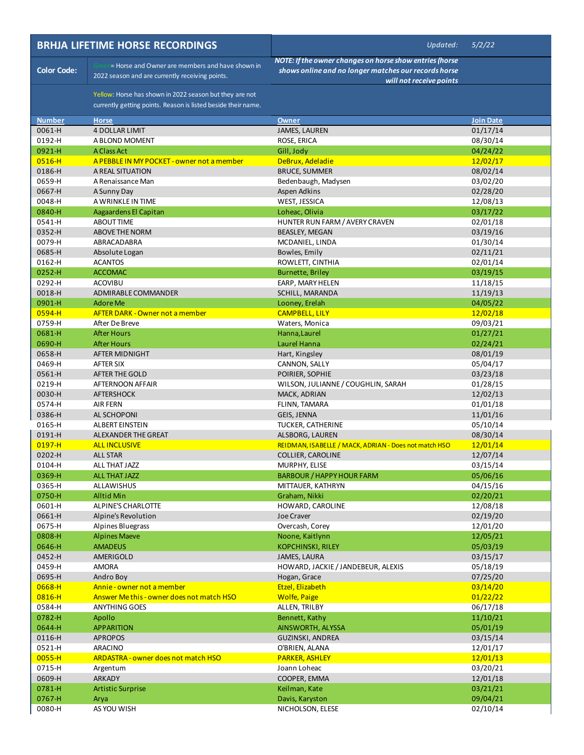## BRHJA LIFETIME HORSE RECORDINGS

Updated: 5/2/22

**Color Code:**

Green = Horse and Owner are members and have shown in 2022 season and are currently receiving points.

Yellow: Horse has shown in 2022 season but they are not currently getting points. Reason is listed beside their name.

*NOTE: If the owner changes on horse show entries (horse shows online and no longer matches our records horse will not receive points*

| Number | Horse | Owner | Join Date |
|---|---|---|---|
| 0061-H | 4 DOLLAR LIMIT | JAMES, LAUREN | 01/17/14 |
| 0192-H | A BLOND MOMENT | ROSE, ERICA | 08/30/14 |
| 0921-H | A Class Act | Gill, Jody | 04/24/22 |
| 0516-H | A PEBBLE IN MY POCKET - owner not a member | DeBrux, Adeladie | 12/02/17 |
| 0186-H | A REAL SITUATION | BRUCE, SUMMER | 08/02/14 |
| 0659-H | A Renaissance Man | Bedenbaugh, Madysen | 03/02/20 |
| 0667-H | A Sunny Day | Aspen Adkins | 02/28/20 |
| 0048-H | A WRINKLE IN TIME | WEST, JESSICA | 12/08/13 |
| 0840-H | Aagaardens El Capitan | Loheac, Olivia | 03/17/22 |
| 0541-H | ABOUT TIME | HUNTER RUN FARM / AVERY CRAVEN | 02/01/18 |
| 0352-H | ABOVE THE NORM | BEASLEY, MEGAN | 03/19/16 |
| 0079-H | ABRACADABRA | MCDANIEL, LINDA | 01/30/14 |
| 0685-H | Absolute Logan | Bowles, Emily | 02/11/21 |
| 0162-H | ACANTOS | ROWLETT, CINTHIA | 02/01/14 |
| 0252-H | ACCOMAC | Burnette, Briley | 03/19/15 |
| 0292-H | ACOVIBU | EARP, MARY HELEN | 11/18/15 |
| 0018-H | ADMIRABLE COMMANDER | SCHILL, MARANDA | 11/19/13 |
| 0901-H | Adore Me | Looney, Erelah | 04/05/22 |
| 0594-H | AFTER DARK - Owner not a member | CAMPBELL, LILY | 12/02/18 |
| 0759-H | After De Breve | Waters, Monica | 09/03/21 |
| 0681-H | After Hours | Hanna,Laurel | 01/27/21 |
| 0690-H | After Hours | Laurel Hanna | 02/24/21 |
| 0658-H | AFTER MIDNIGHT | Hart, Kingsley | 08/01/19 |
| 0469-H | AFTER SIX | CANNON, SALLY | 05/04/17 |
| 0561-H | AFTER THE GOLD | POIRIER, SOPHIE | 03/23/18 |
| 0219-H | AFTERNOON AFFAIR | WILSON, JULIANNE / COUGHLIN, SARAH | 01/28/15 |
| 0030-H | AFTERSHOCK | MACK, ADRIAN | 12/02/13 |
| 0574-H | AIR FERN | FLINN, TAMARA | 01/01/18 |
| 0386-H | AL SCHOPONI | GEIS, JENNA | 11/01/16 |
| 0165-H | ALBERT EINSTEIN | TUCKER, CATHERINE | 05/10/14 |
| 0191-H | ALEXANDER THE GREAT | ALSBORG, LAUREN | 08/30/14 |
| 0197-H | ALL INCLUSIVE | REIDMAN, ISABELLE / MACK, ADRIAN - Does not match HSO | 12/01/14 |
| 0202-H | ALL STAR | COLLIER, CAROLINE | 12/07/14 |
| 0104-H | ALL THAT JAZZ | MURPHY, ELISE | 03/15/14 |
| 0369-H | ALL THAT JAZZ | BARBOUR / HAPPY HOUR FARM | 05/06/16 |
| 0365-H | ALLAWISHUS | MITTAUER, KATHRYN | 04/15/16 |
| 0750-H | Alltid Min | Graham, Nikki | 02/20/21 |
| 0601-H | ALPINE'S CHARLOTTE | HOWARD, CAROLINE | 12/08/18 |
| 0661-H | Alpine's Revolution | Joe Craver | 02/19/20 |
| 0675-H | Alpines Bluegrass | Overcash, Corey | 12/01/20 |
| 0808-H | Alpines Maeve | Noone, Kaitlynn | 12/05/21 |
| 0646-H | AMADEUS | KOPCHINSKI, RILEY | 05/03/19 |
| 0452-H | AMERIGOLD | JAMES, LAURA | 03/15/17 |
| 0459-H | AMORA | HOWARD, JACKIE / JANDEBEUR, ALEXIS | 05/18/19 |
| 0695-H | Andro Boy | Hogan, Grace | 07/25/20 |
| 0668-H | Annie - owner not a member | Etzel, Elizabeth | 03/14/20 |
| 0816-H | Answer Me this - owner does not match HSO | Wolfe, Paige | 01/22/22 |
| 0584-H | ANYTHING GOES | ALLEN, TRILBY | 06/17/18 |
| 0782-H | Apollo | Bennett, Kathy | 11/10/21 |
| 0644-H | APPARITION | AINSWORTH, ALYSSA | 05/01/19 |
| 0116-H | APROPOS | GUZINSKI, ANDREA | 03/15/14 |
| 0521-H | ARACINO | O'BRIEN, ALANA | 12/01/17 |
| 0055-H | ARDASTRA - owner does not match HSO | PARKER, ASHLEY | 12/01/13 |
| 0715-H | Argentum | Joann Loheac | 03/20/21 |
| 0609-H | ARKADY | COOPER, EMMA | 12/01/18 |
| 0781-H | Artistic Surprise | Keilman, Kate | 03/21/21 |
| 0767-H | Arya | Davis, Karyston | 09/04/21 |
| 0080-H | AS YOU WISH | NICHOLSON, ELESE | 02/10/14 |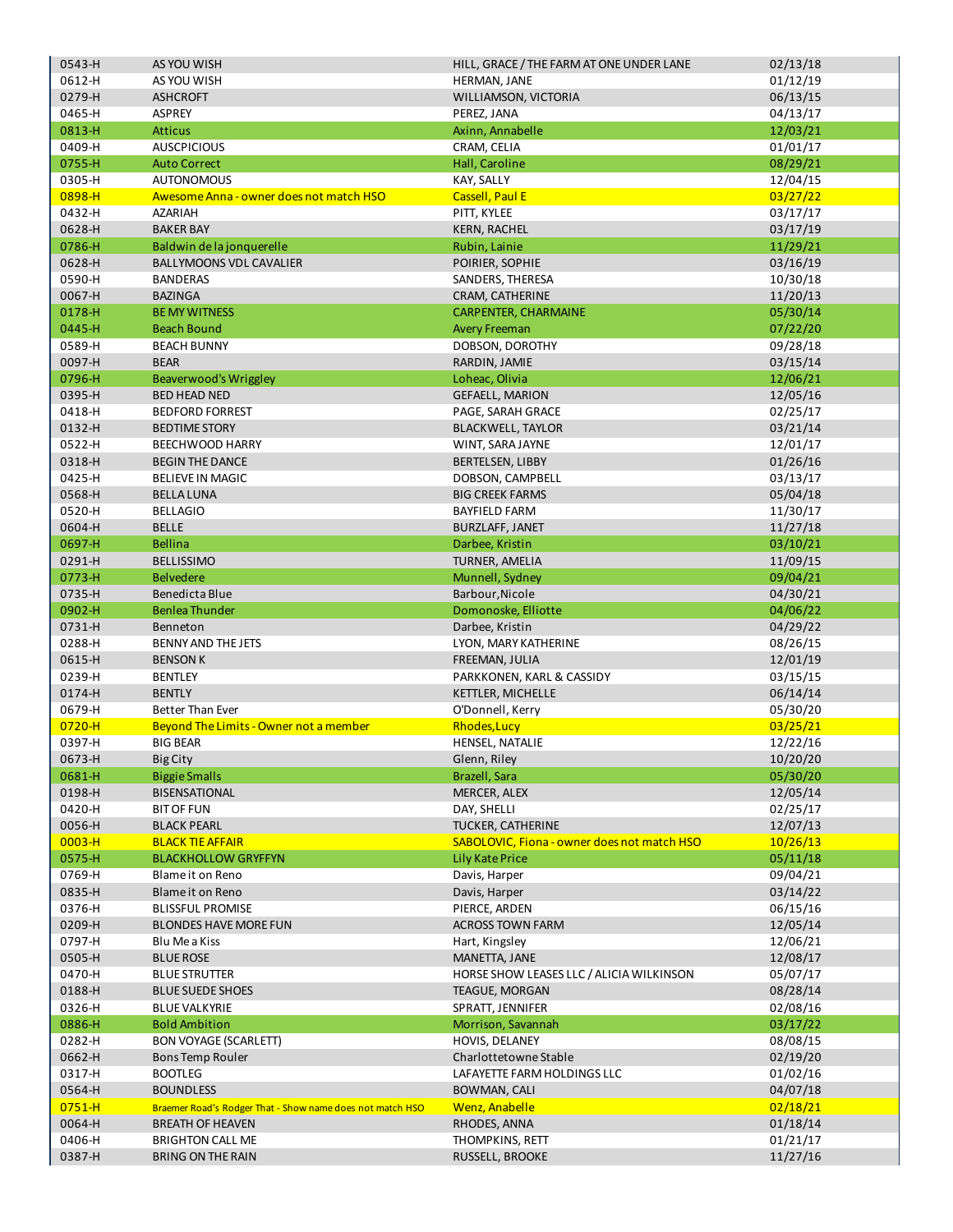| | | | |
|---|---|---|---|
| 0543-H | AS YOU WISH | HILL, GRACE / THE FARM AT ONE UNDER LANE | 02/13/18 |
| 0612-H | AS YOU WISH | HERMAN, JANE | 01/12/19 |
| 0279-H | ASHCROFT | WILLIAMSON, VICTORIA | 06/13/15 |
| 0465-H | ASPREY | PEREZ, JANA | 04/13/17 |
| 0813-H | Atticus | Axinn, Annabelle | 12/03/21 |
| 0409-H | AUSCPICIOUS | CRAM, CELIA | 01/01/17 |
| 0755-H | Auto Correct | Hall, Caroline | 08/29/21 |
| 0305-H | AUTONOMOUS | KAY, SALLY | 12/04/15 |
| 0898-H | Awesome Anna - owner does not match HSO | Cassell, Paul E | 03/27/22 |
| 0432-H | AZARIAH | PITT, KYLEE | 03/17/17 |
| 0628-H | BAKER BAY | KERN, RACHEL | 03/17/19 |
| 0786-H | Baldwin de la jonquerelle | Rubin, Lainie | 11/29/21 |
| 0628-H | BALLYMOONS VDL CAVALIER | POIRIER, SOPHIE | 03/16/19 |
| 0590-H | BANDERAS | SANDERS, THERESA | 10/30/18 |
| 0067-H | BAZINGA | CRAM, CATHERINE | 11/20/13 |
| 0178-H | BE MY WITNESS | CARPENTER, CHARMAINE | 05/30/14 |
| 0445-H | Beach Bound | Avery Freeman | 07/22/20 |
| 0589-H | BEACH BUNNY | DOBSON, DOROTHY | 09/28/18 |
| 0097-H | BEAR | RARDIN, JAMIE | 03/15/14 |
| 0796-H | Beaverwood's Wriggley | Loheac, Olivia | 12/06/21 |
| 0395-H | BED HEAD NED | GEFAELL, MARION | 12/05/16 |
| 0418-H | BEDFORD FORREST | PAGE, SARAH GRACE | 02/25/17 |
| 0132-H | BEDTIME STORY | BLACKWELL, TAYLOR | 03/21/14 |
| 0522-H | BEECHWOOD HARRY | WINT, SARA JAYNE | 12/01/17 |
| 0318-H | BEGIN THE DANCE | BERTELSEN, LIBBY | 01/26/16 |
| 0425-H | BELIEVE IN MAGIC | DOBSON, CAMPBELL | 03/13/17 |
| 0568-H | BELLA LUNA | BIG CREEK FARMS | 05/04/18 |
| 0520-H | BELLAGIO | BAYFIELD FARM | 11/30/17 |
| 0604-H | BELLE | BURZLAFF, JANET | 11/27/18 |
| 0697-H | Bellina | Darbee, Kristin | 03/10/21 |
| 0291-H | BELLISSIMO | TURNER, AMELIA | 11/09/15 |
| 0773-H | Belvedere | Munnell, Sydney | 09/04/21 |
| 0735-H | Benedicta Blue | Barbour,Nicole | 04/30/21 |
| 0902-H | Benlea Thunder | Domonoske, Elliotte | 04/06/22 |
| 0731-H | Benneton | Darbee, Kristin | 04/29/22 |
| 0288-H | BENNY AND THE JETS | LYON, MARY KATHERINE | 08/26/15 |
| 0615-H | BENSON K | FREEMAN, JULIA | 12/01/19 |
| 0239-H | BENTLEY | PARKKONEN, KARL & CASSIDY | 03/15/15 |
| 0174-H | BENTLY | KETTLER, MICHELLE | 06/14/14 |
| 0679-H | Better Than Ever | O'Donnell, Kerry | 05/30/20 |
| 0720-H | Beyond The Limits - Owner not a member | Rhodes,Lucy | 03/25/21 |
| 0397-H | BIG BEAR | HENSEL, NATALIE | 12/22/16 |
| 0673-H | Big City | Glenn, Riley | 10/20/20 |
| 0681-H | Biggie Smalls | Brazell, Sara | 05/30/20 |
| 0198-H | BISENSATIONAL | MERCER, ALEX | 12/05/14 |
| 0420-H | BIT OF FUN | DAY, SHELLI | 02/25/17 |
| 0056-H | BLACK PEARL | TUCKER, CATHERINE | 12/07/13 |
| 0003-H | BLACK TIE AFFAIR | SABOLOVIC, Fiona - owner does not match HSO | 10/26/13 |
| 0575-H | BLACKHOLLOW GRYFFYN | Lily Kate Price | 05/11/18 |
| 0769-H | Blame it on Reno | Davis, Harper | 09/04/21 |
| 0835-H | Blame it on Reno | Davis, Harper | 03/14/22 |
| 0376-H | BLISSFUL PROMISE | PIERCE, ARDEN | 06/15/16 |
| 0209-H | BLONDES HAVE MORE FUN | ACROSS TOWN FARM | 12/05/14 |
| 0797-H | Blu Me a Kiss | Hart, Kingsley | 12/06/21 |
| 0505-H | BLUE ROSE | MANETTA, JANE | 12/08/17 |
| 0470-H | BLUE STRUTTER | HORSE SHOW LEASES LLC / ALICIA WILKINSON | 05/07/17 |
| 0188-H | BLUE SUEDE SHOES | TEAGUE, MORGAN | 08/28/14 |
| 0326-H | BLUE VALKYRIE | SPRATT, JENNIFER | 02/08/16 |
| 0886-H | Bold Ambition | Morrison, Savannah | 03/17/22 |
| 0282-H | BON VOYAGE (SCARLETT) | HOVIS, DELANEY | 08/08/15 |
| 0662-H | Bons Temp Rouler | Charlottetowne Stable | 02/19/20 |
| 0317-H | BOOTLEG | LAFAYETTE FARM HOLDINGS LLC | 01/02/16 |
| 0564-H | BOUNDLESS | BOWMAN, CALI | 04/07/18 |
| 0751-H | Braemer Road's Rodger That - Show name does not match HSO | Wenz, Anabelle | 02/18/21 |
| 0064-H | BREATH OF HEAVEN | RHODES, ANNA | 01/18/14 |
| 0406-H | BRIGHTON CALL ME | THOMPKINS, RETT | 01/21/17 |
| 0387-H | BRING ON THE RAIN | RUSSELL, BROOKE | 11/27/16 |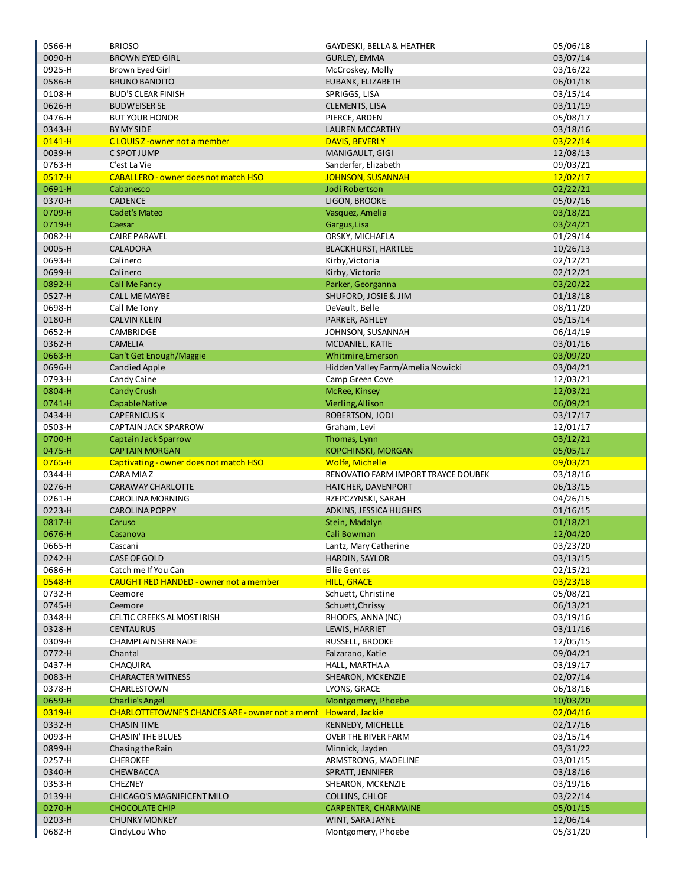| | | | |
|---|---|---|---|
| 0566-H | BRIOSO | GAYDESKI, BELLA & HEATHER | 05/06/18 |
| 0090-H | BROWN EYED GIRL | GURLEY, EMMA | 03/07/14 |
| 0925-H | Brown Eyed Girl | McCroskey, Molly | 03/16/22 |
| 0586-H | BRUNO BANDITO | EUBANK, ELIZABETH | 06/01/18 |
| 0108-H | BUD'S CLEAR FINISH | SPRIGGS, LISA | 03/15/14 |
| 0626-H | BUDWEISER SE | CLEMENTS, LISA | 03/11/19 |
| 0476-H | BUT YOUR HONOR | PIERCE, ARDEN | 05/08/17 |
| 0343-H | BY MY SIDE | LAUREN MCCARTHY | 03/18/16 |
| 0141-H | C LOUIS Z -owner not a member | DAVIS, BEVERLY | 03/22/14 |
| 0039-H | C SPOT JUMP | MANIGAULT, GIGI | 12/08/13 |
| 0763-H | C'est La Vie | Sanderfer, Elizabeth | 09/03/21 |
| 0517-H | CABALLERO - owner does not match HSO | JOHNSON, SUSANNAH | 12/02/17 |
| 0691-H | Cabanesco | Jodi Robertson | 02/22/21 |
| 0370-H | CADENCE | LIGON, BROOKE | 05/07/16 |
| 0709-H | Cadet's Mateo | Vasquez, Amelia | 03/18/21 |
| 0719-H | Caesar | Gargus,Lisa | 03/24/21 |
| 0082-H | CAIRE PARAVEL | ORSKY, MICHAELA | 01/29/14 |
| 0005-H | CALADORA | BLACKHURST, HARTLEE | 10/26/13 |
| 0693-H | Calinero | Kirby,Victoria | 02/12/21 |
| 0699-H | Calinero | Kirby, Victoria | 02/12/21 |
| 0892-H | Call Me Fancy | Parker, Georganna | 03/20/22 |
| 0527-H | CALL ME MAYBE | SHUFORD, JOSIE & JIM | 01/18/18 |
| 0698-H | Call Me Tony | DeVault, Belle | 08/11/20 |
| 0180-H | CALVIN KLEIN | PARKER, ASHLEY | 05/15/14 |
| 0652-H | CAMBRIDGE | JOHNSON, SUSANNAH | 06/14/19 |
| 0362-H | CAMELIA | MCDANIEL, KATIE | 03/01/16 |
| 0663-H | Can't Get Enough/Maggie | Whitmire,Emerson | 03/09/20 |
| 0696-H | Candied Apple | Hidden Valley Farm/Amelia Nowicki | 03/04/21 |
| 0793-H | Candy Caine | Camp Green Cove | 12/03/21 |
| 0804-H | Candy Crush | McRee, Kinsey | 12/03/21 |
| 0741-H | Capable Native | Vierling,Allison | 06/09/21 |
| 0434-H | CAPERNICUS K | ROBERTSON, JODI | 03/17/17 |
| 0503-H | CAPTAIN JACK SPARROW | Graham, Levi | 12/01/17 |
| 0700-H | Captain Jack Sparrow | Thomas, Lynn | 03/12/21 |
| 0475-H | CAPTAIN MORGAN | KOPCHINSKI, MORGAN | 05/05/17 |
| 0765-H | Captivating - owner does not match HSO | Wolfe, Michelle | 09/03/21 |
| 0344-H | CARA MIA Z | RENOVATIO FARM IMPORT TRAYCE DOUBEK | 03/18/16 |
| 0276-H | CARAWAY CHARLOTTE | HATCHER, DAVENPORT | 06/13/15 |
| 0261-H | CAROLINA MORNING | RZEPCZYNSKI, SARAH | 04/26/15 |
| 0223-H | CAROLINA POPPY | ADKINS, JESSICA HUGHES | 01/16/15 |
| 0817-H | Caruso | Stein, Madalyn | 01/18/21 |
| 0676-H | Casanova | Cali Bowman | 12/04/20 |
| 0665-H | Cascani | Lantz, Mary Catherine | 03/23/20 |
| 0242-H | CASE OF GOLD | HARDIN, SAYLOR | 03/13/15 |
| 0686-H | Catch me If You Can | Ellie Gentes | 02/15/21 |
| 0548-H | CAUGHT RED HANDED - owner not a member | HILL, GRACE | 03/23/18 |
| 0732-H | Ceemore | Schuett, Christine | 05/08/21 |
| 0745-H | Ceemore | Schuett,Chrissy | 06/13/21 |
| 0348-H | CELTIC CREEKS ALMOST IRISH | RHODES, ANNA (NC) | 03/19/16 |
| 0328-H | CENTAURUS | LEWIS, HARRIET | 03/11/16 |
| 0309-H | CHAMPLAIN SERENADE | RUSSELL, BROOKE | 12/05/15 |
| 0772-H | Chantal | Falzarano, Katie | 09/04/21 |
| 0437-H | CHAQUIRA | HALL, MARTHA A | 03/19/17 |
| 0083-H | CHARACTER WITNESS | SHEARON, MCKENZIE | 02/07/14 |
| 0378-H | CHARLESTOWN | LYONS, GRACE | 06/18/16 |
| 0659-H | Charlie's Angel | Montgomery, Phoebe | 10/03/20 |
| 0319-H | CHARLOTTETOWNE'S CHANCES ARE - owner not a memb | Howard, Jackie | 02/04/16 |
| 0332-H | CHASIN TIME | KENNEDY, MICHELLE | 02/17/16 |
| 0093-H | CHASIN' THE BLUES | OVER THE RIVER FARM | 03/15/14 |
| 0899-H | Chasing the Rain | Minnick, Jayden | 03/31/22 |
| 0257-H | CHEROKEE | ARMSTRONG, MADELINE | 03/01/15 |
| 0340-H | CHEWBACCA | SPRATT, JENNIFER | 03/18/16 |
| 0353-H | CHEZNEY | SHEARON, MCKENZIE | 03/19/16 |
| 0139-H | CHICAGO'S MAGNIFICENT MILO | COLLINS, CHLOE | 03/22/14 |
| 0270-H | CHOCOLATE CHIP | CARPENTER, CHARMAINE | 05/01/15 |
| 0203-H | CHUNKY MONKEY | WINT, SARA JAYNE | 12/06/14 |
| 0682-H | CindyLou Who | Montgomery, Phoebe | 05/31/20 |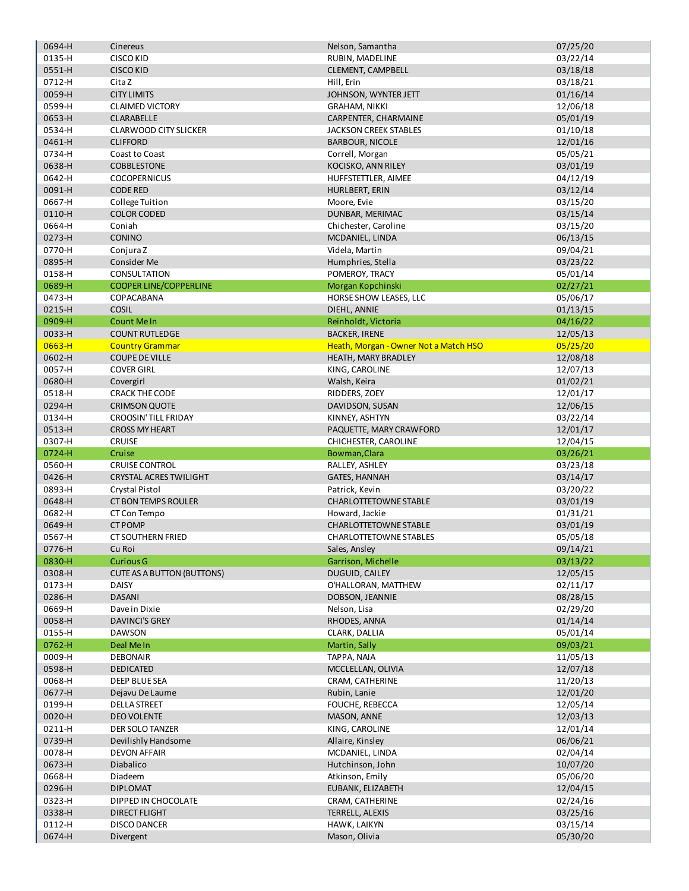| | | | |
|---|---|---|---|
| 0694-H | Cinereus | Nelson, Samantha | 07/25/20 |
| 0135-H | CISCO KID | RUBIN, MADELINE | 03/22/14 |
| 0551-H | CISCO KID | CLEMENT, CAMPBELL | 03/18/18 |
| 0712-H | Cita Z | Hill, Erin | 03/18/21 |
| 0059-H | CITY LIMITS | JOHNSON, WYNTER JETT | 01/16/14 |
| 0599-H | CLAIMED VICTORY | GRAHAM, NIKKI | 12/06/18 |
| 0653-H | CLARABELLE | CARPENTER, CHARMAINE | 05/01/19 |
| 0534-H | CLARWOOD CITY SLICKER | JACKSON CREEK STABLES | 01/10/18 |
| 0461-H | CLIFFORD | BARBOUR, NICOLE | 12/01/16 |
| 0734-H | Coast to Coast | Correll, Morgan | 05/05/21 |
| 0638-H | COBBLESTONE | KOCISKO, ANN RILEY | 03/01/19 |
| 0642-H | COCOPERNICUS | HUFFSTETTLER, AIMEE | 04/12/19 |
| 0091-H | CODE RED | HURLBERT, ERIN | 03/12/14 |
| 0667-H | College Tuition | Moore, Evie | 03/15/20 |
| 0110-H | COLOR CODED | DUNBAR, MERIMAC | 03/15/14 |
| 0664-H | Coniah | Chichester, Caroline | 03/15/20 |
| 0273-H | CONINO | MCDANIEL, LINDA | 06/13/15 |
| 0770-H | Conjura Z | Videla, Martin | 09/04/21 |
| 0895-H | Consider Me | Humphries, Stella | 03/23/22 |
| 0158-H | CONSULTATION | POMEROY, TRACY | 05/01/14 |
| 0689-H | COOPER LINE/COPPERLINE | Morgan Kopchinski | 02/27/21 |
| 0473-H | COPACABANA | HORSE SHOW LEASES, LLC | 05/06/17 |
| 0215-H | COSIL | DIEHL, ANNIE | 01/13/15 |
| 0909-H | Count Me In | Reinholdt, Victoria | 04/16/22 |
| 0033-H | COUNT RUTLEDGE | BACKER, IRENE | 12/05/13 |
| 0663-H | Country Grammar | Heath, Morgan - Owner Not a Match HSO | 05/25/20 |
| 0602-H | COUPE DE VILLE | HEATH, MARY BRADLEY | 12/08/18 |
| 0057-H | COVER GIRL | KING, CAROLINE | 12/07/13 |
| 0680-H | Covergirl | Walsh, Keira | 01/02/21 |
| 0518-H | CRACK THE CODE | RIDDERS, ZOEY | 12/01/17 |
| 0294-H | CRIMSON QUOTE | DAVIDSON, SUSAN | 12/06/15 |
| 0134-H | CROOSIN' TILL FRIDAY | KINNEY, ASHTYN | 03/22/14 |
| 0513-H | CROSS MY HEART | PAQUETTE, MARY CRAWFORD | 12/01/17 |
| 0307-H | CRUISE | CHICHESTER, CAROLINE | 12/04/15 |
| 0724-H | Cruise | Bowman,Clara | 03/26/21 |
| 0560-H | CRUISE CONTROL | RALLEY, ASHLEY | 03/23/18 |
| 0426-H | CRYSTAL ACRES TWILIGHT | GATES, HANNAH | 03/14/17 |
| 0893-H | Crystal Pistol | Patrick, Kevin | 03/20/22 |
| 0648-H | CT BON TEMPS ROULER | CHARLOTTETOWNE STABLE | 03/01/19 |
| 0682-H | CT Con Tempo | Howard, Jackie | 01/31/21 |
| 0649-H | CT POMP | CHARLOTTETOWNE STABLE | 03/01/19 |
| 0567-H | CT SOUTHERN FRIED | CHARLOTTETOWNE STABLES | 05/05/18 |
| 0776-H | Cu Roi | Sales, Ansley | 09/14/21 |
| 0830-H | Curious G | Garrison, Michelle | 03/13/22 |
| 0308-H | CUTE AS A BUTTON (BUTTONS) | DUGUID, CAILEY | 12/05/15 |
| 0173-H | DAISY | O'HALLORAN, MATTHEW | 02/11/17 |
| 0286-H | DASANI | DOBSON, JEANNIE | 08/28/15 |
| 0669-H | Dave in Dixie | Nelson, Lisa | 02/29/20 |
| 0058-H | DAVINCI'S GREY | RHODES, ANNA | 01/14/14 |
| 0155-H | DAWSON | CLARK, DALLIA | 05/01/14 |
| 0762-H | Deal Me In | Martin, Sally | 09/03/21 |
| 0009-H | DEBONAIR | TAPPA, NAIA | 11/05/13 |
| 0598-H | DEDICATED | MCCLELLAN, OLIVIA | 12/07/18 |
| 0068-H | DEEP BLUE SEA | CRAM, CATHERINE | 11/20/13 |
| 0677-H | Dejavu De Laume | Rubin, Lanie | 12/01/20 |
| 0199-H | DELLA STREET | FOUCHE, REBECCA | 12/05/14 |
| 0020-H | DEO VOLENTE | MASON, ANNE | 12/03/13 |
| 0211-H | DER SOLO TANZER | KING, CAROLINE | 12/01/14 |
| 0739-H | Devilishly Handsome | Allaire, Kinsley | 06/06/21 |
| 0078-H | DEVON AFFAIR | MCDANIEL, LINDA | 02/04/14 |
| 0673-H | Diabalico | Hutchinson, John | 10/07/20 |
| 0668-H | Diadeem | Atkinson, Emily | 05/06/20 |
| 0296-H | DIPLOMAT | EUBANK, ELIZABETH | 12/04/15 |
| 0323-H | DIPPED IN CHOCOLATE | CRAM, CATHERINE | 02/24/16 |
| 0338-H | DIRECT FLIGHT | TERRELL, ALEXIS | 03/25/16 |
| 0112-H | DISCO DANCER | HAWK, LAIKYN | 03/15/14 |
| 0674-H | Divergent | Mason, Olivia | 05/30/20 |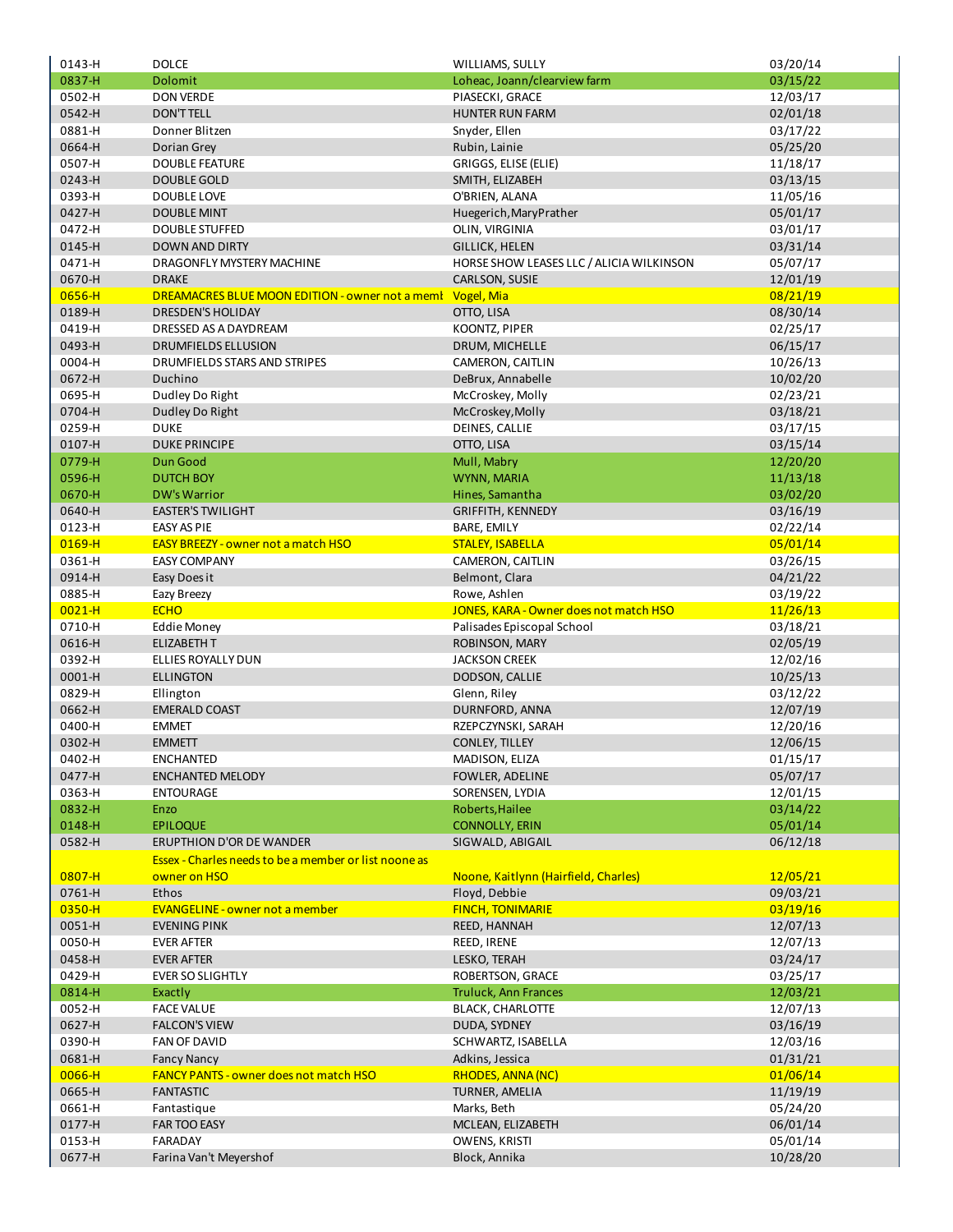| | | | |
|---|---|---|---|
| 0143-H | DOLCE | WILLIAMS, SULLY | 03/20/14 |
| 0837-H | Dolomit | Loheac, Joann/clearview farm | 03/15/22 |
| 0502-H | DON VERDE | PIASECKI, GRACE | 12/03/17 |
| 0542-H | DON'T TELL | HUNTER RUN FARM | 02/01/18 |
| 0881-H | Donner Blitzen | Snyder, Ellen | 03/17/22 |
| 0664-H | Dorian Grey | Rubin, Lainie | 05/25/20 |
| 0507-H | DOUBLE FEATURE | GRIGGS, ELISE (ELIE) | 11/18/17 |
| 0243-H | DOUBLE GOLD | SMITH, ELIZABEH | 03/13/15 |
| 0393-H | DOUBLE LOVE | O'BRIEN, ALANA | 11/05/16 |
| 0427-H | DOUBLE MINT | Huegerich,MaryPrather | 05/01/17 |
| 0472-H | DOUBLE STUFFED | OLIN, VIRGINIA | 03/01/17 |
| 0145-H | DOWN AND DIRTY | GILLICK, HELEN | 03/31/14 |
| 0471-H | DRAGONFLY MYSTERY MACHINE | HORSE SHOW LEASES LLC / ALICIA WILKINSON | 05/07/17 |
| 0670-H | DRAKE | CARLSON, SUSIE | 12/01/19 |
| 0656-H | DREAMACRES BLUE MOON EDITION - owner not a meml | Vogel, Mia | 08/21/19 |
| 0189-H | DRESDEN'S HOLIDAY | OTTO, LISA | 08/30/14 |
| 0419-H | DRESSED AS A DAYDREAM | KOONTZ, PIPER | 02/25/17 |
| 0493-H | DRUMFIELDS ELLUSION | DRUM, MICHELLE | 06/15/17 |
| 0004-H | DRUMFIELDS STARS AND STRIPES | CAMERON, CAITLIN | 10/26/13 |
| 0672-H | Duchino | DeBrux, Annabelle | 10/02/20 |
| 0695-H | Dudley Do Right | McCroskey, Molly | 02/23/21 |
| 0704-H | Dudley Do Right | McCroskey,Molly | 03/18/21 |
| 0259-H | DUKE | DEINES, CALLIE | 03/17/15 |
| 0107-H | DUKE PRINCIPE | OTTO, LISA | 03/15/14 |
| 0779-H | Dun Good | Mull, Mabry | 12/20/20 |
| 0596-H | DUTCH BOY | WYNN, MARIA | 11/13/18 |
| 0670-H | DW's Warrior | Hines, Samantha | 03/02/20 |
| 0640-H | EASTER'S TWILIGHT | GRIFFITH, KENNEDY | 03/16/19 |
| 0123-H | EASY AS PIE | BARE, EMILY | 02/22/14 |
| 0169-H | EASY BREEZY - owner not a match HSO | STALEY, ISABELLA | 05/01/14 |
| 0361-H | EASY COMPANY | CAMERON, CAITLIN | 03/26/15 |
| 0914-H | Easy Does it | Belmont, Clara | 04/21/22 |
| 0885-H | Eazy Breezy | Rowe, Ashlen | 03/19/22 |
| 0021-H | ECHO | JONES, KARA - Owner does not match HSO | 11/26/13 |
| 0710-H | Eddie Money | Palisades Episcopal School | 03/18/21 |
| 0616-H | ELIZABETH T | ROBINSON, MARY | 02/05/19 |
| 0392-H | ELLIES ROYALLY DUN | JACKSON CREEK | 12/02/16 |
| 0001-H | ELLINGTON | DODSON, CALLIE | 10/25/13 |
| 0829-H | Ellington | Glenn, Riley | 03/12/22 |
| 0662-H | EMERALD COAST | DURNFORD, ANNA | 12/07/19 |
| 0400-H | EMMET | RZEPCZYNSKI, SARAH | 12/20/16 |
| 0302-H | EMMETT | CONLEY, TILLEY | 12/06/15 |
| 0402-H | ENCHANTED | MADISON, ELIZA | 01/15/17 |
| 0477-H | ENCHANTED MELODY | FOWLER, ADELINE | 05/07/17 |
| 0363-H | ENTOURAGE | SORENSEN, LYDIA | 12/01/15 |
| 0832-H | Enzo | Roberts,Hailee | 03/14/22 |
| 0148-H | EPILOQUE | CONNOLLY, ERIN | 05/01/14 |
| 0582-H | ERUPTHION D'OR DE WANDER | SIGWALD, ABIGAIL | 06/12/18 |
| 0807-H | Essex - Charles needs to be a member or list noone as owner on HSO | Noone, Kaitlynn (Hairfield, Charles) | 12/05/21 |
| 0761-H | Ethos | Floyd, Debbie | 09/03/21 |
| 0350-H | EVANGELINE - owner not a member | FINCH, TONIMARIE | 03/19/16 |
| 0051-H | EVENING PINK | REED, HANNAH | 12/07/13 |
| 0050-H | EVER AFTER | REED, IRENE | 12/07/13 |
| 0458-H | EVER AFTER | LESKO, TERAH | 03/24/17 |
| 0429-H | EVER SO SLIGHTLY | ROBERTSON, GRACE | 03/25/17 |
| 0814-H | Exactly | Truluck, Ann Frances | 12/03/21 |
| 0052-H | FACE VALUE | BLACK, CHARLOTTE | 12/07/13 |
| 0627-H | FALCON'S VIEW | DUDA, SYDNEY | 03/16/19 |
| 0390-H | FAN OF DAVID | SCHWARTZ, ISABELLA | 12/03/16 |
| 0681-H | Fancy Nancy | Adkins, Jessica | 01/31/21 |
| 0066-H | FANCY PANTS - owner does not match HSO | RHODES, ANNA (NC) | 01/06/14 |
| 0665-H | FANTASTIC | TURNER, AMELIA | 11/19/19 |
| 0661-H | Fantastique | Marks, Beth | 05/24/20 |
| 0177-H | FAR TOO EASY | MCLEAN, ELIZABETH | 06/01/14 |
| 0153-H | FARADAY | OWENS, KRISTI | 05/01/14 |
| 0677-H | Farina Van't Meyershof | Block, Annika | 10/28/20 |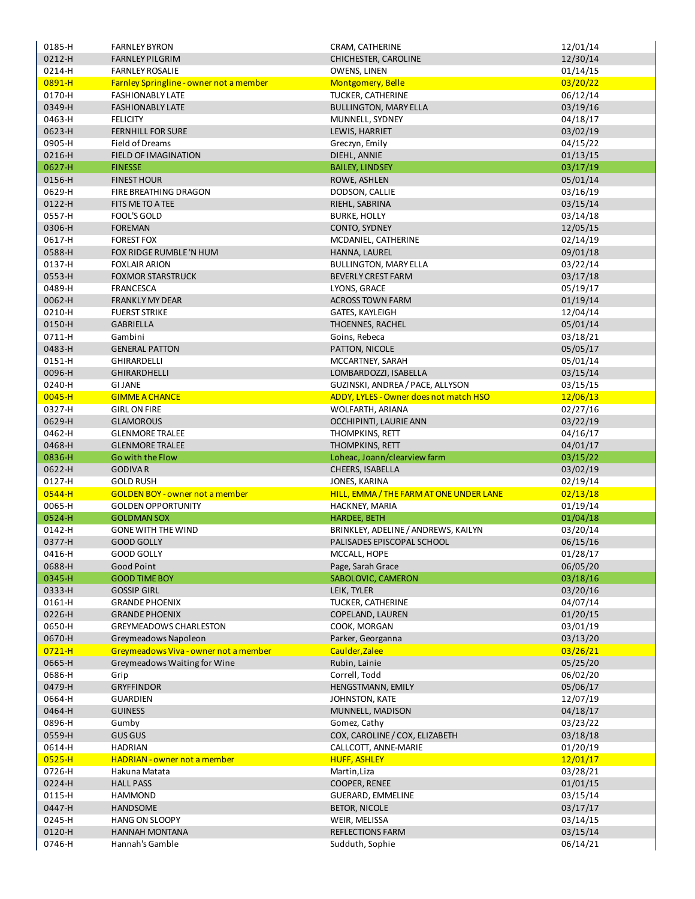| | | | |
|---|---|---|---|
| 0185-H | FARNLEY BYRON | CRAM, CATHERINE | 12/01/14 |
| 0212-H | FARNLEY PILGRIM | CHICHESTER, CAROLINE | 12/30/14 |
| 0214-H | FARNLEY ROSALIE | OWENS, LINEN | 01/14/15 |
| 0891-H | Farnley Springline - owner not a member | Montgomery, Belle | 03/20/22 |
| 0170-H | FASHIONABLY LATE | TUCKER, CATHERINE | 06/12/14 |
| 0349-H | FASHIONABLY LATE | BULLINGTON, MARY ELLA | 03/19/16 |
| 0463-H | FELICITY | MUNNELL, SYDNEY | 04/18/17 |
| 0623-H | FERNHILL FOR SURE | LEWIS, HARRIET | 03/02/19 |
| 0905-H | Field of Dreams | Greczyn, Emily | 04/15/22 |
| 0216-H | FIELD OF IMAGINATION | DIEHL, ANNIE | 01/13/15 |
| 0627-H | FINESSE | BAILEY, LINDSEY | 03/17/19 |
| 0156-H | FINEST HOUR | ROWE, ASHLEN | 05/01/14 |
| 0629-H | FIRE BREATHING DRAGON | DODSON, CALLIE | 03/16/19 |
| 0122-H | FITS ME TO A TEE | RIEHL, SABRINA | 03/15/14 |
| 0557-H | FOOL'S GOLD | BURKE, HOLLY | 03/14/18 |
| 0306-H | FOREMAN | CONTO, SYDNEY | 12/05/15 |
| 0617-H | FOREST FOX | MCDANIEL, CATHERINE | 02/14/19 |
| 0588-H | FOX RIDGE RUMBLE 'N HUM | HANNA, LAUREL | 09/01/18 |
| 0137-H | FOXLAIR ARION | BULLINGTON, MARY ELLA | 03/22/14 |
| 0553-H | FOXMOR STARSTRUCK | BEVERLY CREST FARM | 03/17/18 |
| 0489-H | FRANCESCA | LYONS, GRACE | 05/19/17 |
| 0062-H | FRANKLY MY DEAR | ACROSS TOWN FARM | 01/19/14 |
| 0210-H | FUERST STRIKE | GATES, KAYLEIGH | 12/04/14 |
| 0150-H | GABRIELLA | THOENNES, RACHEL | 05/01/14 |
| 0711-H | Gambini | Goins, Rebeca | 03/18/21 |
| 0483-H | GENERAL PATTON | PATTON, NICOLE | 05/05/17 |
| 0151-H | GHIRARDELLI | MCCARTNEY, SARAH | 05/01/14 |
| 0096-H | GHIRARDHELLI | LOMBARDOZZI, ISABELLA | 03/15/14 |
| 0240-H | GI JANE | GUZINSKI, ANDREA / PACE, ALLYSON | 03/15/15 |
| 0045-H | GIMME A CHANCE | ADDY, LYLES - Owner does not match HSO | 12/06/13 |
| 0327-H | GIRL ON FIRE | WOLFARTH, ARIANA | 02/27/16 |
| 0629-H | GLAMOROUS | OCCHIPINTI, LAURIE ANN | 03/22/19 |
| 0462-H | GLENMORE TRALEE | THOMPKINS, RETT | 04/16/17 |
| 0468-H | GLENMORE TRALEE | THOMPKINS, RETT | 04/01/17 |
| 0836-H | Go with the Flow | Loheac, Joann/clearview farm | 03/15/22 |
| 0622-H | GODIVA R | CHEERS, ISABELLA | 03/02/19 |
| 0127-H | GOLD RUSH | JONES, KARINA | 02/19/14 |
| 0544-H | GOLDEN BOY - owner not a member | HILL, EMMA / THE FARM AT ONE UNDER LANE | 02/13/18 |
| 0065-H | GOLDEN OPPORTUNITY | HACKNEY, MARIA | 01/19/14 |
| 0524-H | GOLDMAN SOX | HARDEE, BETH | 01/04/18 |
| 0142-H | GONE WITH THE WIND | BRINKLEY, ADELINE / ANDREWS, KAILYN | 03/20/14 |
| 0377-H | GOOD GOLLY | PALISADES EPISCOPAL SCHOOL | 06/15/16 |
| 0416-H | GOOD GOLLY | MCCALL, HOPE | 01/28/17 |
| 0688-H | Good Point | Page, Sarah Grace | 06/05/20 |
| 0345-H | GOOD TIME BOY | SABOLOVIC, CAMERON | 03/18/16 |
| 0333-H | GOSSIP GIRL | LEIK, TYLER | 03/20/16 |
| 0161-H | GRANDE PHOENIX | TUCKER, CATHERINE | 04/07/14 |
| 0226-H | GRANDE PHOENIX | COPELAND, LAUREN | 01/20/15 |
| 0650-H | GREYMEADOWS CHARLESTON | COOK, MORGAN | 03/01/19 |
| 0670-H | Greymeadows Napoleon | Parker, Georganna | 03/13/20 |
| 0721-H | Greymeadows Viva - owner not a member | Caulder,Zalee | 03/26/21 |
| 0665-H | Greymeadows Waiting for Wine | Rubin, Lainie | 05/25/20 |
| 0686-H | Grip | Correll, Todd | 06/02/20 |
| 0479-H | GRYFFINDOR | HENGSTMANN, EMILY | 05/06/17 |
| 0664-H | GUARDIEN | JOHNSTON, KATE | 12/07/19 |
| 0464-H | GUINESS | MUNNELL, MADISON | 04/18/17 |
| 0896-H | Gumby | Gomez, Cathy | 03/23/22 |
| 0559-H | GUS GUS | COX, CAROLINE / COX, ELIZABETH | 03/18/18 |
| 0614-H | HADRIAN | CALLCOTT, ANNE-MARIE | 01/20/19 |
| 0525-H | HADRIAN - owner not a member | HUFF, ASHLEY | 12/01/17 |
| 0726-H | Hakuna Matata | Martin,Liza | 03/28/21 |
| 0224-H | HALL PASS | COOPER, RENEE | 01/01/15 |
| 0115-H | HAMMOND | GUERARD, EMMELINE | 03/15/14 |
| 0447-H | HANDSOME | BETOR, NICOLE | 03/17/17 |
| 0245-H | HANG ON SLOOPY | WEIR, MELISSA | 03/14/15 |
| 0120-H | HANNAH MONTANA | REFLECTIONS FARM | 03/15/14 |
| 0746-H | Hannah's Gamble | Sudduth, Sophie | 06/14/21 |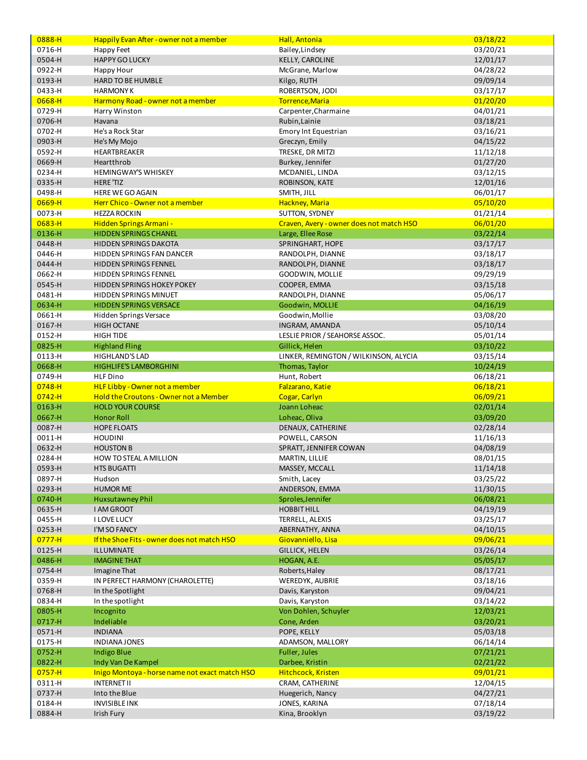| | | | |
|---|---|---|---|
| 0888-H | Happily Evan After - owner not a member | Hall, Antonia | 03/18/22 |
| 0716-H | Happy Feet | Bailey,Lindsey | 03/20/21 |
| 0504-H | HAPPY GO LUCKY | KELLY, CAROLINE | 12/01/17 |
| 0922-H | Happy Hour | McGrane, Marlow | 04/28/22 |
| 0193-H | HARD TO BE HUMBLE | Kilgo, RUTH | 09/09/14 |
| 0433-H | HARMONY K | ROBERTSON, JODI | 03/17/17 |
| 0668-H | Harmony Road - owner not a member | Torrence,Maria | 01/20/20 |
| 0729-H | Harry Winston | Carpenter,Charmaine | 04/01/21 |
| 0706-H | Havana | Rubin,Lainie | 03/18/21 |
| 0702-H | He's a Rock Star | Emory Int Equestrian | 03/16/21 |
| 0903-H | He's My Mojo | Greczyn, Emily | 04/15/22 |
| 0592-H | HEARTBREAKER | TRESKE, DR MITZI | 11/12/18 |
| 0669-H | Heartthrob | Burkey, Jennifer | 01/27/20 |
| 0234-H | HEMINGWAY'S WHISKEY | MCDANIEL, LINDA | 03/12/15 |
| 0335-H | HERE 'TIZ | ROBINSON, KATE | 12/01/16 |
| 0498-H | HERE WE GO AGAIN | SMITH, JILL | 06/01/17 |
| 0669-H | Herr Chico - Owner not a member | Hackney, Maria | 05/10/20 |
| 0073-H | HEZZA ROCKIN | SUTTON, SYDNEY | 01/21/14 |
| 0683-H | Hidden Springs Armani - | Craven, Avery - owner does not match HSO | 06/01/20 |
| 0136-H | HIDDEN SPRINGS CHANEL | Large, Ellee Rose | 03/22/14 |
| 0448-H | HIDDEN SPRINGS DAKOTA | SPRINGHART, HOPE | 03/17/17 |
| 0446-H | HIDDEN SPRINGS FAN DANCER | RANDOLPH, DIANNE | 03/18/17 |
| 0444-H | HIDDEN SPRINGS FENNEL | RANDOLPH, DIANNE | 03/18/17 |
| 0662-H | HIDDEN SPRINGS FENNEL | GOODWIN, MOLLIE | 09/29/19 |
| 0545-H | HIDDEN SPRINGS HOKEY POKEY | COOPER, EMMA | 03/15/18 |
| 0481-H | HIDDEN SPRINGS MINUET | RANDOLPH, DIANNE | 05/06/17 |
| 0634-H | HIDDEN SPRINGS VERSACE | Goodwin, MOLLIE | 04/16/19 |
| 0661-H | Hidden Springs Versace | Goodwin,Mollie | 03/08/20 |
| 0167-H | HIGH OCTANE | INGRAM, AMANDA | 05/10/14 |
| 0152-H | HIGH TIDE | LESLIE PRIOR / SEAHORSE ASSOC. | 05/01/14 |
| 0825-H | Highland Fling | Gillick, Helen | 03/10/22 |
| 0113-H | HIGHLAND'S LAD | LINKER, REMINGTON / WILKINSON, ALYCIA | 03/15/14 |
| 0668-H | HIGHLIFE'S LAMBORGHINI | Thomas, Taylor | 10/24/19 |
| 0749-H | HLF Dino | Hunt, Robert | 06/18/21 |
| 0748-H | HLF Libby - Owner not a member | Falzarano, Katie | 06/18/21 |
| 0742-H | Hold the Croutons - Owner not a Member | Cogar, Carlyn | 06/09/21 |
| 0163-H | HOLD YOUR COURSE | Joann Loheac | 02/01/14 |
| 0667-H | Honor Roll | Loheac, Oliva | 03/09/20 |
| 0087-H | HOPE FLOATS | DENAUX, CATHERINE | 02/28/14 |
| 0011-H | HOUDINI | POWELL, CARSON | 11/16/13 |
| 0632-H | HOUSTON B | SPRATT, JENNIFER COWAN | 04/08/19 |
| 0284-H | HOW TO STEAL A MILLION | MARTIN, LILLIE | 08/01/15 |
| 0593-H | HTS BUGATTI | MASSEY, MCCALL | 11/14/18 |
| 0897-H | Hudson | Smith, Lacey | 03/25/22 |
| 0293-H | HUMOR ME | ANDERSON, EMMA | 11/30/15 |
| 0740-H | Huxsutawney Phil | Sproles,Jennifer | 06/08/21 |
| 0635-H | I AM GROOT | HOBBIT HILL | 04/19/19 |
| 0455-H | I LOVE LUCY | TERRELL, ALEXIS | 03/25/17 |
| 0253-H | I'M SO FANCY | ABERNATHY, ANNA | 04/10/15 |
| 0777-H | If the Shoe Fits - owner does not match HSO | Giovanniello, Lisa | 09/06/21 |
| 0125-H | ILLUMINATE | GILLICK, HELEN | 03/26/14 |
| 0486-H | IMAGINE THAT | HOGAN, A.E. | 05/05/17 |
| 0754-H | Imagine That | Roberts,Haley | 08/17/21 |
| 0359-H | IN PERFECT HARMONY (CHAROLETTE) | WEREDYK, AUBRIE | 03/18/16 |
| 0768-H | In the Spotlight | Davis, Karyston | 09/04/21 |
| 0834-H | In the spotlight | Davis, Karyston | 03/14/22 |
| 0805-H | Incognito | Von Dohlen, Schuyler | 12/03/21 |
| 0717-H | Indeliable | Cone, Arden | 03/20/21 |
| 0571-H | INDIANA | POPE, KELLY | 05/03/18 |
| 0175-H | INDIANA JONES | ADAMSON, MALLORY | 06/14/14 |
| 0752-H | Indigo Blue | Fuller, Jules | 07/21/21 |
| 0822-H | Indy Van De Kampel | Darbee, Kristin | 02/21/22 |
| 0757-H | Inigo Montoya - horse name not exact match HSO | Hitchcock, Kristen | 09/01/21 |
| 0311-H | INTERNET II | CRAM, CATHERINE | 12/04/15 |
| 0737-H | Into the Blue | Huegerich, Nancy | 04/27/21 |
| 0184-H | INVISIBLE INK | JONES, KARINA | 07/18/14 |
| 0884-H | Irish Fury | Kina, Brooklyn | 03/19/22 |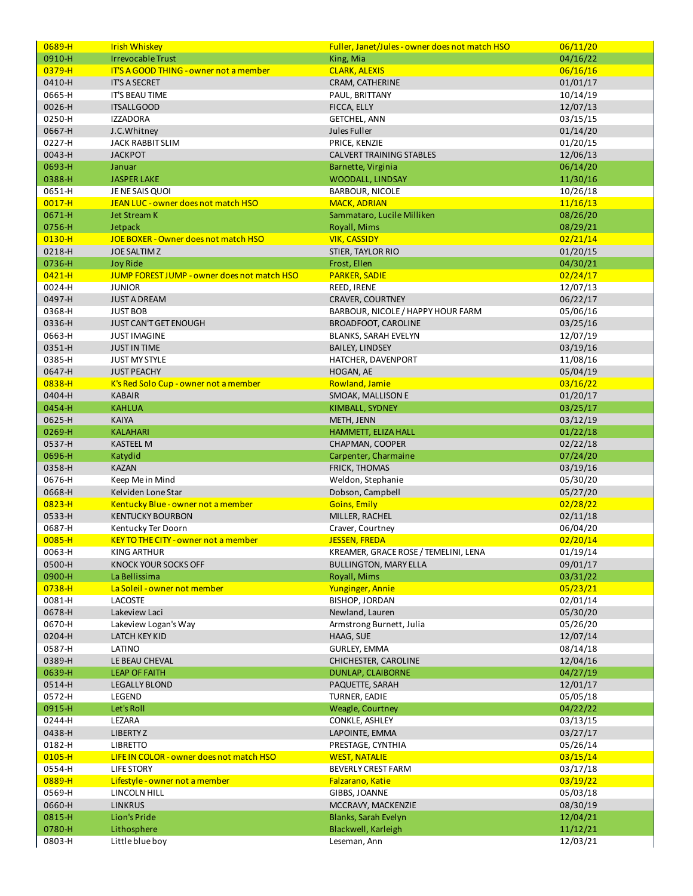| | | | |
|---|---|---|---|
| 0689-H | Irish Whiskey | Fuller, Janet/Jules - owner does not match HSO | 06/11/20 |
| 0910-H | Irrevocable Trust | King, Mia | 04/16/22 |
| 0379-H | IT'S A GOOD THING - owner not a member | CLARK, ALEXIS | 06/16/16 |
| 0410-H | IT'S A SECRET | CRAM, CATHERINE | 01/01/17 |
| 0665-H | IT'S BEAU TIME | PAUL, BRITTANY | 10/14/19 |
| 0026-H | ITSALLGOOD | FICCA, ELLY | 12/07/13 |
| 0250-H | IZZADORA | GETCHEL, ANN | 03/15/15 |
| 0667-H | J.C.Whitney | Jules Fuller | 01/14/20 |
| 0227-H | JACK RABBIT SLIM | PRICE, KENZIE | 01/20/15 |
| 0043-H | JACKPOT | CALVERT TRAINING STABLES | 12/06/13 |
| 0693-H | Januar | Barnette, Virginia | 06/14/20 |
| 0388-H | JASPER LAKE | WOODALL, LINDSAY | 11/30/16 |
| 0651-H | JE NE SAIS QUOI | BARBOUR, NICOLE | 10/26/18 |
| 0017-H | JEAN LUC - owner does not match HSO | MACK, ADRIAN | 11/16/13 |
| 0671-H | Jet Stream K | Sammataro, Lucile Milliken | 08/26/20 |
| 0756-H | Jetpack | Royall, Mims | 08/29/21 |
| 0130-H | JOE BOXER - Owner does not match HSO | VIK, CASSIDY | 02/21/14 |
| 0218-H | JOE SALTIM Z | STIER, TAYLOR RIO | 01/20/15 |
| 0736-H | Joy Ride | Frost, Ellen | 04/30/21 |
| 0421-H | JUMP FOREST JUMP - owner does not match HSO | PARKER, SADIE | 02/24/17 |
| 0024-H | JUNIOR | REED, IRENE | 12/07/13 |
| 0497-H | JUST A DREAM | CRAVER, COURTNEY | 06/22/17 |
| 0368-H | JUST BOB | BARBOUR, NICOLE / HAPPY HOUR FARM | 05/06/16 |
| 0336-H | JUST CAN'T GET ENOUGH | BROADFOOT, CAROLINE | 03/25/16 |
| 0663-H | JUST IMAGINE | BLANKS, SARAH EVELYN | 12/07/19 |
| 0351-H | JUST IN TIME | BAILEY, LINDSEY | 03/19/16 |
| 0385-H | JUST MY STYLE | HATCHER, DAVENPORT | 11/08/16 |
| 0647-H | JUST PEACHY | HOGAN, AE | 05/04/19 |
| 0838-H | K's Red Solo Cup - owner not a member | Rowland, Jamie | 03/16/22 |
| 0404-H | KABAIR | SMOAK, MALLISON E | 01/20/17 |
| 0454-H | KAHLUA | KIMBALL, SYDNEY | 03/25/17 |
| 0625-H | KAIYA | METH, JENN | 03/12/19 |
| 0269-H | KALAHARI | HAMMETT, ELIZA HALL | 01/22/18 |
| 0537-H | KASTEEL M | CHAPMAN, COOPER | 02/22/18 |
| 0696-H | Katydid | Carpenter, Charmaine | 07/24/20 |
| 0358-H | KAZAN | FRICK, THOMAS | 03/19/16 |
| 0676-H | Keep Me in Mind | Weldon, Stephanie | 05/30/20 |
| 0668-H | Kelviden Lone Star | Dobson, Campbell | 05/27/20 |
| 0823-H | Kentucky Blue - owner not a member | Goins, Emily | 02/28/22 |
| 0533-H | KENTUCKY BOURBON | MILLER, RACHEL | 02/11/18 |
| 0687-H | Kentucky Ter Doorn | Craver, Courtney | 06/04/20 |
| 0085-H | KEY TO THE CITY - owner not a member | JESSEN, FREDA | 02/20/14 |
| 0063-H | KING ARTHUR | KREAMER, GRACE ROSE / TEMELINI, LENA | 01/19/14 |
| 0500-H | KNOCK YOUR SOCKS OFF | BULLINGTON, MARY ELLA | 09/01/17 |
| 0900-H | La Bellissima | Royall, Mims | 03/31/22 |
| 0738-H | La Soleil - owner not member | Yunginger, Annie | 05/23/21 |
| 0081-H | LACOSTE | BISHOP, JORDAN | 02/01/14 |
| 0678-H | Lakeview Laci | Newland, Lauren | 05/30/20 |
| 0670-H | Lakeview Logan's Way | Armstrong Burnett, Julia | 05/26/20 |
| 0204-H | LATCH KEY KID | HAAG, SUE | 12/07/14 |
| 0587-H | LATINO | GURLEY, EMMA | 08/14/18 |
| 0389-H | LE BEAU CHEVAL | CHICHESTER, CAROLINE | 12/04/16 |
| 0639-H | LEAP OF FAITH | DUNLAP, CLAIBORNE | 04/27/19 |
| 0514-H | LEGALLY BLOND | PAQUETTE, SARAH | 12/01/17 |
| 0572-H | LEGEND | TURNER, EADIE | 05/05/18 |
| 0915-H | Let's Roll | Weagle, Courtney | 04/22/22 |
| 0244-H | LEZARA | CONKLE, ASHLEY | 03/13/15 |
| 0438-H | LIBERTY Z | LAPOINTE, EMMA | 03/27/17 |
| 0182-H | LIBRETTO | PRESTAGE, CYNTHIA | 05/26/14 |
| 0105-H | LIFE IN COLOR - owner does not match HSO | WEST, NATALIE | 03/15/14 |
| 0554-H | LIFE STORY | BEVERLY CREST FARM | 03/17/18 |
| 0889-H | Lifestyle - owner not a member | Falzarano, Katie | 03/19/22 |
| 0569-H | LINCOLN HILL | GIBBS, JOANNE | 05/03/18 |
| 0660-H | LINKRUS | MCCRAVY, MACKENZIE | 08/30/19 |
| 0815-H | Lion's Pride | Blanks, Sarah Evelyn | 12/04/21 |
| 0780-H | Lithosphere | Blackwell, Karleigh | 11/12/21 |
| 0803-H | Little blue boy | Leseman, Ann | 12/03/21 |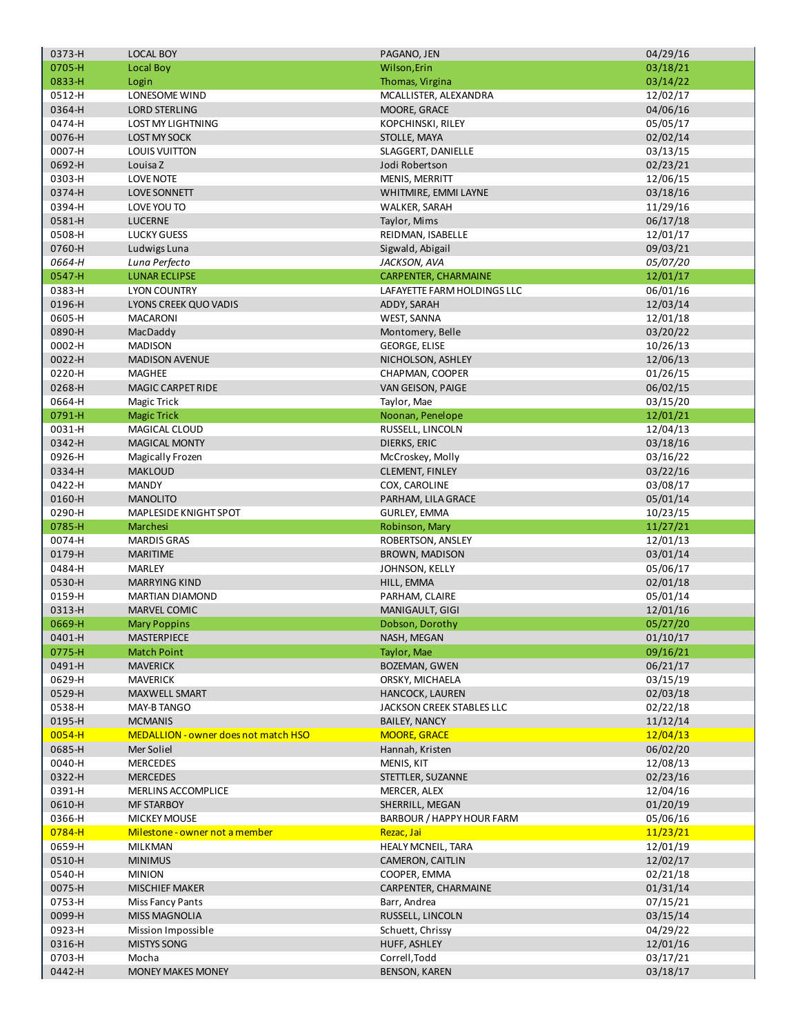| | | | |
|---|---|---|---|
| 0373-H | LOCAL BOY | PAGANO, JEN | 04/29/16 |
| 0705-H | Local Boy | Wilson,Erin | 03/18/21 |
| 0833-H | Login | Thomas, Virgina | 03/14/22 |
| 0512-H | LONESOME WIND | MCALLISTER, ALEXANDRA | 12/02/17 |
| 0364-H | LORD STERLING | MOORE, GRACE | 04/06/16 |
| 0474-H | LOST MY LIGHTNING | KOPCHINSKI, RILEY | 05/05/17 |
| 0076-H | LOST MY SOCK | STOLLE, MAYA | 02/02/14 |
| 0007-H | LOUIS VUITTON | SLAGGERT, DANIELLE | 03/13/15 |
| 0692-H | Louisa Z | Jodi Robertson | 02/23/21 |
| 0303-H | LOVE NOTE | MENIS, MERRITT | 12/06/15 |
| 0374-H | LOVE SONNETT | WHITMIRE, EMMI LAYNE | 03/18/16 |
| 0394-H | LOVE YOU TO | WALKER, SARAH | 11/29/16 |
| 0581-H | LUCERNE | Taylor, Mims | 06/17/18 |
| 0508-H | LUCKY GUESS | REIDMAN, ISABELLE | 12/01/17 |
| 0760-H | Ludwigs Luna | Sigwald, Abigail | 09/03/21 |
| *0664-H* | *Luna Perfecto* | *JACKSON, AVA* | *05/07/20* |
| 0547-H | LUNAR ECLIPSE | CARPENTER, CHARMAINE | 12/01/17 |
| 0383-H | LYON COUNTRY | LAFAYETTE FARM HOLDINGS LLC | 06/01/16 |
| 0196-H | LYONS CREEK QUO VADIS | ADDY, SARAH | 12/03/14 |
| 0605-H | MACARONI | WEST, SANNA | 12/01/18 |
| 0890-H | MacDaddy | Montomery, Belle | 03/20/22 |
| 0002-H | MADISON | GEORGE, ELISE | 10/26/13 |
| 0022-H | MADISON AVENUE | NICHOLSON, ASHLEY | 12/06/13 |
| 0220-H | MAGHEE | CHAPMAN, COOPER | 01/26/15 |
| 0268-H | MAGIC CARPET RIDE | VAN GEISON, PAIGE | 06/02/15 |
| 0664-H | Magic Trick | Taylor, Mae | 03/15/20 |
| 0791-H | Magic Trick | Noonan, Penelope | 12/01/21 |
| 0031-H | MAGICAL CLOUD | RUSSELL, LINCOLN | 12/04/13 |
| 0342-H | MAGICAL MONTY | DIERKS, ERIC | 03/18/16 |
| 0926-H | Magically Frozen | McCroskey, Molly | 03/16/22 |
| 0334-H | MAKLOUD | CLEMENT, FINLEY | 03/22/16 |
| 0422-H | MANDY | COX, CAROLINE | 03/08/17 |
| 0160-H | MANOLITO | PARHAM, LILA GRACE | 05/01/14 |
| 0290-H | MAPLESIDE KNIGHT SPOT | GURLEY, EMMA | 10/23/15 |
| 0785-H | Marchesi | Robinson, Mary | 11/27/21 |
| 0074-H | MARDIS GRAS | ROBERTSON, ANSLEY | 12/01/13 |
| 0179-H | MARITIME | BROWN, MADISON | 03/01/14 |
| 0484-H | MARLEY | JOHNSON, KELLY | 05/06/17 |
| 0530-H | MARRYING KIND | HILL, EMMA | 02/01/18 |
| 0159-H | MARTIAN DIAMOND | PARHAM, CLAIRE | 05/01/14 |
| 0313-H | MARVEL COMIC | MANIGAULT, GIGI | 12/01/16 |
| 0669-H | Mary Poppins | Dobson, Dorothy | 05/27/20 |
| 0401-H | MASTERPIECE | NASH, MEGAN | 01/10/17 |
| 0775-H | Match Point | Taylor, Mae | 09/16/21 |
| 0491-H | MAVERICK | BOZEMAN, GWEN | 06/21/17 |
| 0629-H | MAVERICK | ORSKY, MICHAELA | 03/15/19 |
| 0529-H | MAXWELL SMART | HANCOCK, LAUREN | 02/03/18 |
| 0538-H | MAY-B TANGO | JACKSON CREEK STABLES LLC | 02/22/18 |
| 0195-H | MCMANIS | BAILEY, NANCY | 11/12/14 |
| 0054-H | MEDALLION - owner does not match HSO | MOORE, GRACE | 12/04/13 |
| 0685-H | Mer Soliel | Hannah, Kristen | 06/02/20 |
| 0040-H | MERCEDES | MENIS, KIT | 12/08/13 |
| 0322-H | MERCEDES | STETTLER, SUZANNE | 02/23/16 |
| 0391-H | MERLINS ACCOMPLICE | MERCER, ALEX | 12/04/16 |
| 0610-H | MF STARBOY | SHERRILL, MEGAN | 01/20/19 |
| 0366-H | MICKEY MOUSE | BARBOUR / HAPPY HOUR FARM | 05/06/16 |
| 0784-H | Milestone - owner not a member | Rezac, Jai | 11/23/21 |
| 0659-H | MILKMAN | HEALY MCNEIL, TARA | 12/01/19 |
| 0510-H | MINIMUS | CAMERON, CAITLIN | 12/02/17 |
| 0540-H | MINION | COOPER, EMMA | 02/21/18 |
| 0075-H | MISCHIEF MAKER | CARPENTER, CHARMAINE | 01/31/14 |
| 0753-H | Miss Fancy Pants | Barr, Andrea | 07/15/21 |
| 0099-H | MISS MAGNOLIA | RUSSELL, LINCOLN | 03/15/14 |
| 0923-H | Mission Impossible | Schuett, Chrissy | 04/29/22 |
| 0316-H | MISTYS SONG | HUFF, ASHLEY | 12/01/16 |
| 0703-H | Mocha | Correll,Todd | 03/17/21 |
| 0442-H | MONEY MAKES MONEY | BENSON, KAREN | 03/18/17 |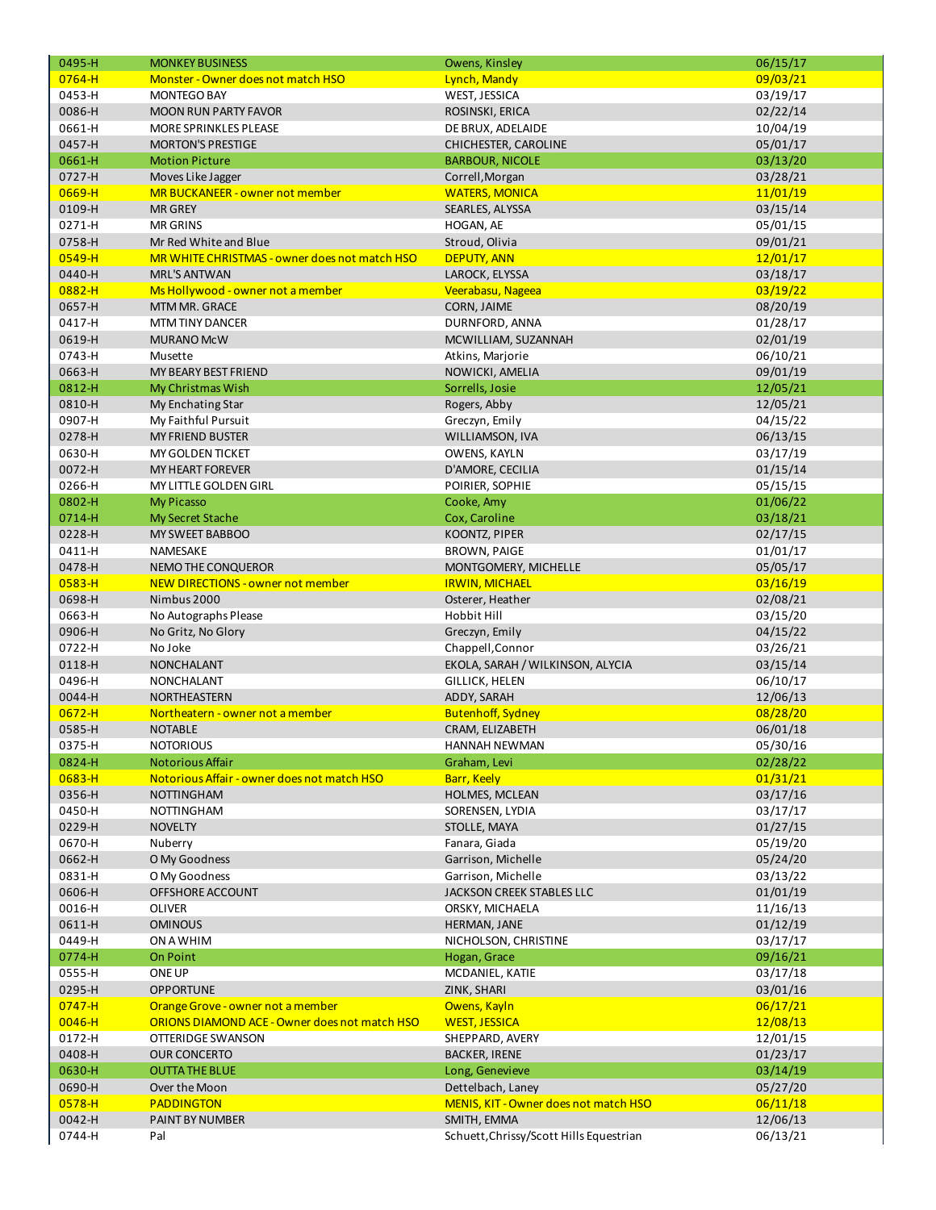| | | | |
|---|---|---|---|
| 0495-H | MONKEY BUSINESS | Owens, Kinsley | 06/15/17 |
| 0764-H | Monster - Owner does not match HSO | Lynch, Mandy | 09/03/21 |
| 0453-H | MONTEGO BAY | WEST, JESSICA | 03/19/17 |
| 0086-H | MOON RUN PARTY FAVOR | ROSINSKI, ERICA | 02/22/14 |
| 0661-H | MORE SPRINKLES PLEASE | DE BRUX, ADELAIDE | 10/04/19 |
| 0457-H | MORTON'S PRESTIGE | CHICHESTER, CAROLINE | 05/01/17 |
| 0661-H | Motion Picture | BARBOUR, NICOLE | 03/13/20 |
| 0727-H | Moves Like Jagger | Correll,Morgan | 03/28/21 |
| 0669-H | MR BUCKANEER - owner not member | WATERS, MONICA | 11/01/19 |
| 0109-H | MR GREY | SEARLES, ALYSSA | 03/15/14 |
| 0271-H | MR GRINS | HOGAN, AE | 05/01/15 |
| 0758-H | Mr Red White and Blue | Stroud, Olivia | 09/01/21 |
| 0549-H | MR WHITE CHRISTMAS - owner does not match HSO | DEPUTY, ANN | 12/01/17 |
| 0440-H | MRL'S ANTWAN | LAROCK, ELYSSA | 03/18/17 |
| 0882-H | Ms Hollywood - owner not a member | Veerabasu, Nageea | 03/19/22 |
| 0657-H | MTM MR. GRACE | CORN, JAIME | 08/20/19 |
| 0417-H | MTM TINY DANCER | DURNFORD, ANNA | 01/28/17 |
| 0619-H | MURANO McW | MCWILLIAM, SUZANNAH | 02/01/19 |
| 0743-H | Musette | Atkins, Marjorie | 06/10/21 |
| 0663-H | MY BEARY BEST FRIEND | NOWICKI, AMELIA | 09/01/19 |
| 0812-H | My Christmas Wish | Sorrells, Josie | 12/05/21 |
| 0810-H | My Enchating Star | Rogers, Abby | 12/05/21 |
| 0907-H | My Faithful Pursuit | Greczyn, Emily | 04/15/22 |
| 0278-H | MY FRIEND BUSTER | WILLIAMSON, IVA | 06/13/15 |
| 0630-H | MY GOLDEN TICKET | OWENS, KAYLN | 03/17/19 |
| 0072-H | MY HEART FOREVER | D'AMORE, CECILIA | 01/15/14 |
| 0266-H | MY LITTLE GOLDEN GIRL | POIRIER, SOPHIE | 05/15/15 |
| 0802-H | My Picasso | Cooke, Amy | 01/06/22 |
| 0714-H | My Secret Stache | Cox, Caroline | 03/18/21 |
| 0228-H | MY SWEET BABBOO | KOONTZ, PIPER | 02/17/15 |
| 0411-H | NAMESAKE | BROWN, PAIGE | 01/01/17 |
| 0478-H | NEMO THE CONQUEROR | MONTGOMERY, MICHELLE | 05/05/17 |
| 0583-H | NEW DIRECTIONS - owner not member | IRWIN, MICHAEL | 03/16/19 |
| 0698-H | Nimbus 2000 | Osterer, Heather | 02/08/21 |
| 0663-H | No Autographs Please | Hobbit Hill | 03/15/20 |
| 0906-H | No Gritz, No Glory | Greczyn, Emily | 04/15/22 |
| 0722-H | No Joke | Chappell,Connor | 03/26/21 |
| 0118-H | NONCHALANT | EKOLA, SARAH / WILKINSON, ALYCIA | 03/15/14 |
| 0496-H | NONCHALANT | GILLICK, HELEN | 06/10/17 |
| 0044-H | NORTHEASTERN | ADDY, SARAH | 12/06/13 |
| 0672-H | Northeatern - owner not a member | Butenhoff, Sydney | 08/28/20 |
| 0585-H | NOTABLE | CRAM, ELIZABETH | 06/01/18 |
| 0375-H | NOTORIOUS | HANNAH NEWMAN | 05/30/16 |
| 0824-H | Notorious Affair | Graham, Levi | 02/28/22 |
| 0683-H | Notorious Affair - owner does not match HSO | Barr, Keely | 01/31/21 |
| 0356-H | NOTTINGHAM | HOLMES, MCLEAN | 03/17/16 |
| 0450-H | NOTTINGHAM | SORENSEN, LYDIA | 03/17/17 |
| 0229-H | NOVELTY | STOLLE, MAYA | 01/27/15 |
| 0670-H | Nuberry | Fanara, Giada | 05/19/20 |
| 0662-H | O My Goodness | Garrison, Michelle | 05/24/20 |
| 0831-H | O My Goodness | Garrison, Michelle | 03/13/22 |
| 0606-H | OFFSHORE ACCOUNT | JACKSON CREEK STABLES LLC | 01/01/19 |
| 0016-H | OLIVER | ORSKY, MICHAELA | 11/16/13 |
| 0611-H | OMINOUS | HERMAN, JANE | 01/12/19 |
| 0449-H | ON A WHIM | NICHOLSON, CHRISTINE | 03/17/17 |
| 0774-H | On Point | Hogan, Grace | 09/16/21 |
| 0555-H | ONE UP | MCDANIEL, KATIE | 03/17/18 |
| 0295-H | OPPORTUNE | ZINK, SHARI | 03/01/16 |
| 0747-H | Orange Grove - owner not a member | Owens, Kayln | 06/17/21 |
| 0046-H | ORIONS DIAMOND ACE - Owner does not match HSO | WEST, JESSICA | 12/08/13 |
| 0172-H | OTTERIDGE SWANSON | SHEPPARD, AVERY | 12/01/15 |
| 0408-H | OUR CONCERTO | BACKER, IRENE | 01/23/17 |
| 0630-H | OUTTA THE BLUE | Long, Genevieve | 03/14/19 |
| 0690-H | Over the Moon | Dettelbach, Laney | 05/27/20 |
| 0578-H | PADDINGTON | MENIS, KIT - Owner does not match HSO | 06/11/18 |
| 0042-H | PAINT BY NUMBER | SMITH, EMMA | 12/06/13 |
| 0744-H | Pal | Schuett,Chrissy/Scott Hills Equestrian | 06/13/21 |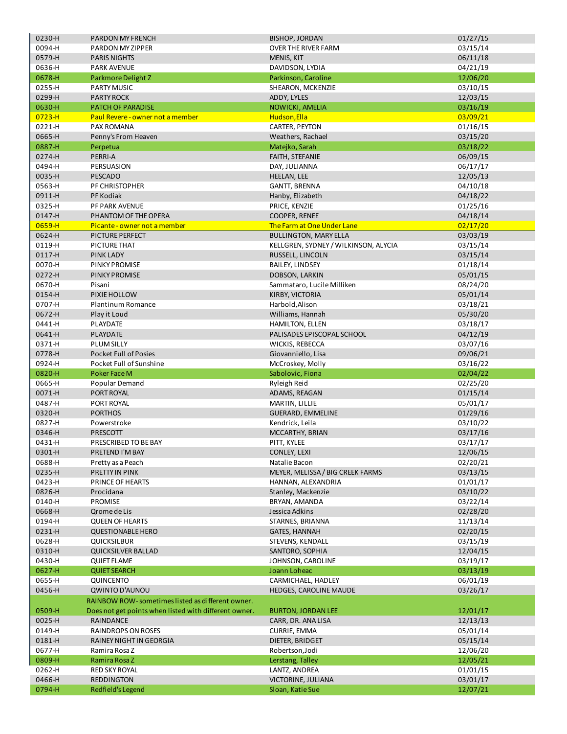| | | | |
|---|---|---|---|
| 0230-H | PARDON MY FRENCH | BISHOP, JORDAN | 01/27/15 |
| 0094-H | PARDON MY ZIPPER | OVER THE RIVER FARM | 03/15/14 |
| 0579-H | PARIS NIGHTS | MENIS, KIT | 06/11/18 |
| 0636-H | PARK AVENUE | DAVIDSON, LYDIA | 04/21/19 |
| 0678-H | Parkmore Delight Z | Parkinson, Caroline | 12/06/20 |
| 0255-H | PARTY MUSIC | SHEARON, MCKENZIE | 03/10/15 |
| 0299-H | PARTY ROCK | ADDY, LYLES | 12/03/15 |
| 0630-H | PATCH OF PARADISE | NOWICKI, AMELIA | 03/16/19 |
| 0723-H | Paul Revere - owner not a member | Hudson,Ella | 03/09/21 |
| 0221-H | PAX ROMANA | CARTER, PEYTON | 01/16/15 |
| 0665-H | Penny's From Heaven | Weathers, Rachael | 03/15/20 |
| 0887-H | Perpetua | Matejko, Sarah | 03/18/22 |
| 0274-H | PERRI-A | FAITH, STEFANIE | 06/09/15 |
| 0494-H | PERSUASION | DAY, JULIANNA | 06/17/17 |
| 0035-H | PESCADO | HEELAN, LEE | 12/05/13 |
| 0563-H | PF CHRISTOPHER | GANTT, BRENNA | 04/10/18 |
| 0911-H | PF Kodiak | Hanby, Elizabeth | 04/18/22 |
| 0325-H | PF PARK AVENUE | PRICE, KENZIE | 01/25/16 |
| 0147-H | PHANTOM OF THE OPERA | COOPER, RENEE | 04/18/14 |
| 0659-H | Picante - owner not a member | The Farm at One Under Lane | 02/17/20 |
| 0624-H | PICTURE PERFECT | BULLINGTON, MARY ELLA | 03/03/19 |
| 0119-H | PICTURE THAT | KELLGREN, SYDNEY / WILKINSON, ALYCIA | 03/15/14 |
| 0117-H | PINK LADY | RUSSELL, LINCOLN | 03/15/14 |
| 0070-H | PINKY PROMISE | BAILEY, LINDSEY | 01/18/14 |
| 0272-H | PINKY PROMISE | DOBSON, LARKIN | 05/01/15 |
| 0670-H | Pisani | Sammataro, Lucile Milliken | 08/24/20 |
| 0154-H | PIXIE HOLLOW | KIRBY, VICTORIA | 05/01/14 |
| 0707-H | Plantinum Romance | Harbold,Alison | 03/18/21 |
| 0672-H | Play it Loud | Williams, Hannah | 05/30/20 |
| 0441-H | PLAYDATE | HAMILTON, ELLEN | 03/18/17 |
| 0641-H | PLAYDATE | PALISADES EPISCOPAL SCHOOL | 04/12/19 |
| 0371-H | PLUM SILLY | WICKIS, REBECCA | 03/07/16 |
| 0778-H | Pocket Full of Posies | Giovanniello, Lisa | 09/06/21 |
| 0924-H | Pocket Full of Sunshine | McCroskey, Molly | 03/16/22 |
| 0820-H | Poker Face M | Sabolovic, Fiona | 02/04/22 |
| 0665-H | Popular Demand | Ryleigh Reid | 02/25/20 |
| 0071-H | PORT ROYAL | ADAMS, REAGAN | 01/15/14 |
| 0487-H | PORT ROYAL | MARTIN, LILLIE | 05/01/17 |
| 0320-H | PORTHOS | GUERARD, EMMELINE | 01/29/16 |
| 0827-H | Powerstroke | Kendrick, Leila | 03/10/22 |
| 0346-H | PRESCOTT | MCCARTHY, BRIAN | 03/17/16 |
| 0431-H | PRESCRIBED TO BE BAY | PITT, KYLEE | 03/17/17 |
| 0301-H | PRETEND I'M BAY | CONLEY, LEXI | 12/06/15 |
| 0688-H | Pretty as a Peach | Natalie Bacon | 02/20/21 |
| 0235-H | PRETTY IN PINK | MEYER, MELISSA / BIG CREEK FARMS | 03/13/15 |
| 0423-H | PRINCE OF HEARTS | HANNAN, ALEXANDRIA | 01/01/17 |
| 0826-H | Procidana | Stanley, Mackenzie | 03/10/22 |
| 0140-H | PROMISE | BRYAN, AMANDA | 03/22/14 |
| 0668-H | Qrome de Lis | Jessica Adkins | 02/28/20 |
| 0194-H | QUEEN OF HEARTS | STARNES, BRIANNA | 11/13/14 |
| 0231-H | QUESTIONABLE HERO | GATES, HANNAH | 02/20/15 |
| 0628-H | QUICKSILBUR | STEVENS, KENDALL | 03/15/19 |
| 0310-H | QUICKSILVER BALLAD | SANTORO, SOPHIA | 12/04/15 |
| 0430-H | QUIET FLAME | JOHNSON, CAROLINE | 03/19/17 |
| 0627-H | QUIET SEARCH | Joann Loheac | 03/13/19 |
| 0655-H | QUINCENTO | CARMICHAEL, HADLEY | 06/01/19 |
| 0456-H | QWINTO D'AUNOU | HEDGES, CAROLINE MAUDE | 03/26/17 |
| 0509-H | RAINBOW ROW - sometimes listed as different owner. Does not get points when listed with different owner. | BURTON, JORDAN LEE | 12/01/17 |
| 0025-H | RAINDANCE | CARR, DR. ANA LISA | 12/13/13 |
| 0149-H | RAINDROPS ON ROSES | CURRIE, EMMA | 05/01/14 |
| 0181-H | RAINEY NIGHT IN GEORGIA | DIETER, BRIDGET | 05/15/14 |
| 0677-H | Ramira Rosa Z | Robertson,Jodi | 12/06/20 |
| 0809-H | Ramira Rosa Z | Lerstang, Talley | 12/05/21 |
| 0262-H | RED SKY ROYAL | LANTZ, ANDREA | 01/01/15 |
| 0466-H | REDDINGTON | VICTORINE, JULIANA | 03/01/17 |
| 0794-H | Redfield's Legend | Sloan, Katie Sue | 12/07/21 |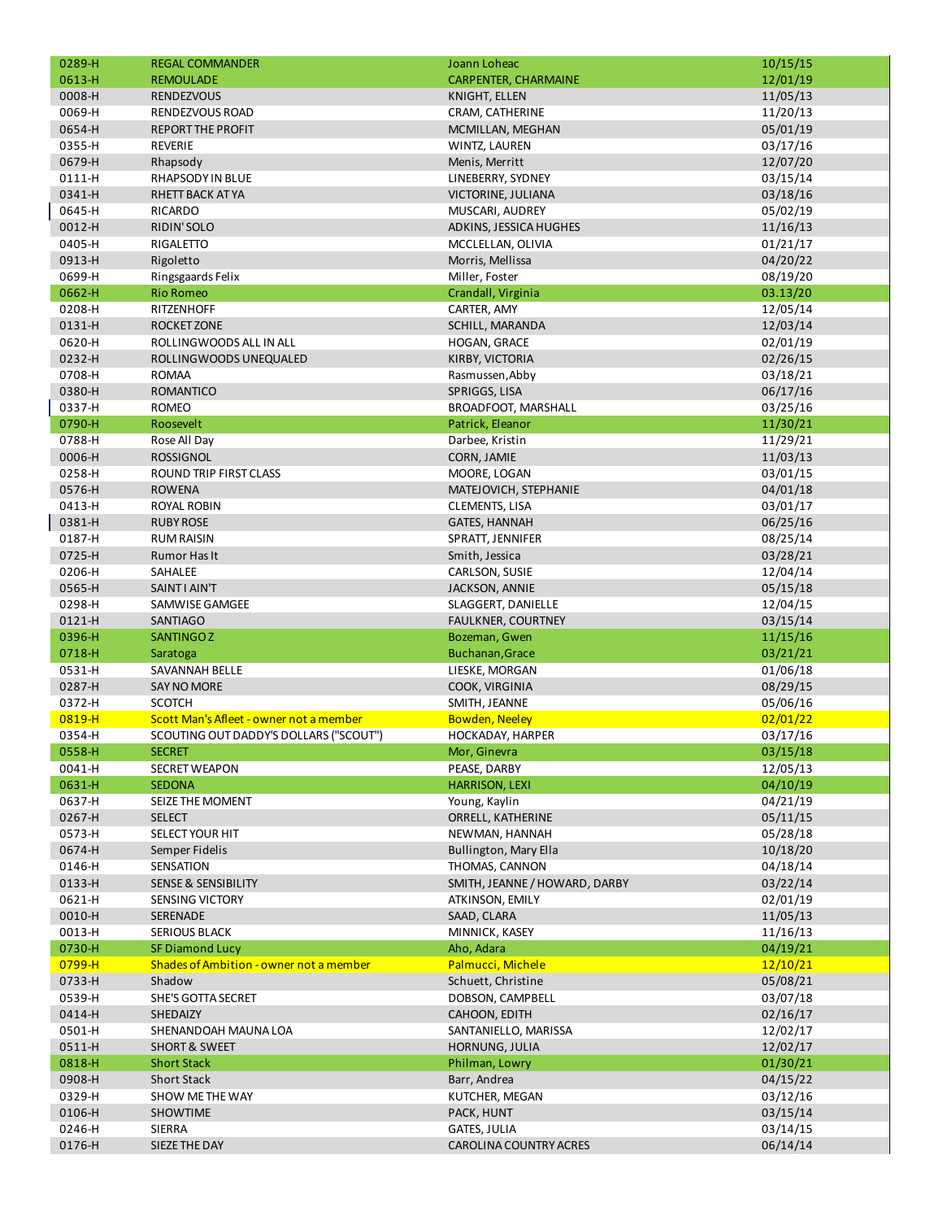| | | | |
|---|---|---|---|
| 0289-H | REGAL COMMANDER | Joann Loheac | 10/15/15 |
| 0613-H | REMOULADE | CARPENTER, CHARMAINE | 12/01/19 |
| 0008-H | RENDEZVOUS | KNIGHT, ELLEN | 11/05/13 |
| 0069-H | RENDEZVOUS ROAD | CRAM, CATHERINE | 11/20/13 |
| 0654-H | REPORT THE PROFIT | MCMILLAN, MEGHAN | 05/01/19 |
| 0355-H | REVERIE | WINTZ, LAUREN | 03/17/16 |
| 0679-H | Rhapsody | Menis, Merritt | 12/07/20 |
| 0111-H | RHAPSODY IN BLUE | LINEBERRY, SYDNEY | 03/15/14 |
| 0341-H | RHETT BACK AT YA | VICTORINE, JULIANA | 03/18/16 |
| 0645-H | RICARDO | MUSCARI, AUDREY | 05/02/19 |
| 0012-H | RIDIN' SOLO | ADKINS, JESSICA HUGHES | 11/16/13 |
| 0405-H | RIGALETTO | MCCLELLAN, OLIVIA | 01/21/17 |
| 0913-H | Rigoletto | Morris, Mellissa | 04/20/22 |
| 0699-H | Ringsgaards Felix | Miller, Foster | 08/19/20 |
| 0662-H | Rio Romeo | Crandall, Virginia | 03.13/20 |
| 0208-H | RITZENHOFF | CARTER, AMY | 12/05/14 |
| 0131-H | ROCKET ZONE | SCHILL, MARANDA | 12/03/14 |
| 0620-H | ROLLINGWOODS ALL IN ALL | HOGAN, GRACE | 02/01/19 |
| 0232-H | ROLLINGWOODS UNEQUALED | KIRBY, VICTORIA | 02/26/15 |
| 0708-H | ROMAA | Rasmussen,Abby | 03/18/21 |
| 0380-H | ROMANTICO | SPRIGGS, LISA | 06/17/16 |
| 0337-H | ROMEO | BROADFOOT, MARSHALL | 03/25/16 |
| 0790-H | Roosevelt | Patrick, Eleanor | 11/30/21 |
| 0788-H | Rose All Day | Darbee, Kristin | 11/29/21 |
| 0006-H | ROSSIGNOL | CORN, JAMIE | 11/03/13 |
| 0258-H | ROUND TRIP FIRST CLASS | MOORE, LOGAN | 03/01/15 |
| 0576-H | ROWENA | MATEJOVICH, STEPHANIE | 04/01/18 |
| 0413-H | ROYAL ROBIN | CLEMENTS, LISA | 03/01/17 |
| 0381-H | RUBY ROSE | GATES, HANNAH | 06/25/16 |
| 0187-H | RUM RAISIN | SPRATT, JENNIFER | 08/25/14 |
| 0725-H | Rumor Has It | Smith, Jessica | 03/28/21 |
| 0206-H | SAHALEE | CARLSON, SUSIE | 12/04/14 |
| 0565-H | SAINT I AIN'T | JACKSON, ANNIE | 05/15/18 |
| 0298-H | SAMWISE GAMGEE | SLAGGERT, DANIELLE | 12/04/15 |
| 0121-H | SANTIAGO | FAULKNER, COURTNEY | 03/15/14 |
| 0396-H | SANTINGO Z | Bozeman, Gwen | 11/15/16 |
| 0718-H | Saratoga | Buchanan,Grace | 03/21/21 |
| 0531-H | SAVANNAH BELLE | LIESKE, MORGAN | 01/06/18 |
| 0287-H | SAY NO MORE | COOK, VIRGINIA | 08/29/15 |
| 0372-H | SCOTCH | SMITH, JEANNE | 05/06/16 |
| 0819-H | Scott Man's Afleet - owner not a member | Bowden, Neeley | 02/01/22 |
| 0354-H | SCOUTING OUT DADDY'S DOLLARS ("SCOUT") | HOCKADAY, HARPER | 03/17/16 |
| 0558-H | SECRET | Mor, Ginevra | 03/15/18 |
| 0041-H | SECRET WEAPON | PEASE, DARBY | 12/05/13 |
| 0631-H | SEDONA | HARRISON, LEXI | 04/10/19 |
| 0637-H | SEIZE THE MOMENT | Young, Kaylin | 04/21/19 |
| 0267-H | SELECT | ORRELL, KATHERINE | 05/11/15 |
| 0573-H | SELECT YOUR HIT | NEWMAN, HANNAH | 05/28/18 |
| 0674-H | Semper Fidelis | Bullington, Mary Ella | 10/18/20 |
| 0146-H | SENSATION | THOMAS, CANNON | 04/18/14 |
| 0133-H | SENSE & SENSIBILITY | SMITH, JEANNE / HOWARD, DARBY | 03/22/14 |
| 0621-H | SENSING VICTORY | ATKINSON, EMILY | 02/01/19 |
| 0010-H | SERENADE | SAAD, CLARA | 11/05/13 |
| 0013-H | SERIOUS BLACK | MINNICK, KASEY | 11/16/13 |
| 0730-H | SF Diamond Lucy | Aho, Adara | 04/19/21 |
| 0799-H | Shades of Ambition - owner not a member | Palmucci, Michele | 12/10/21 |
| 0733-H | Shadow | Schuett, Christine | 05/08/21 |
| 0539-H | SHE'S GOTTA SECRET | DOBSON, CAMPBELL | 03/07/18 |
| 0414-H | SHEDAIZY | CAHOON, EDITH | 02/16/17 |
| 0501-H | SHENANDOAH MAUNA LOA | SANTANIELLO, MARISSA | 12/02/17 |
| 0511-H | SHORT & SWEET | HORNUNG, JULIA | 12/02/17 |
| 0818-H | Short Stack | Philman, Lowry | 01/30/21 |
| 0908-H | Short Stack | Barr, Andrea | 04/15/22 |
| 0329-H | SHOW ME THE WAY | KUTCHER, MEGAN | 03/12/16 |
| 0106-H | SHOWTIME | PACK, HUNT | 03/15/14 |
| 0246-H | SIERRA | GATES, JULIA | 03/14/15 |
| 0176-H | SIEZE THE DAY | CAROLINA COUNTRY ACRES | 06/14/14 |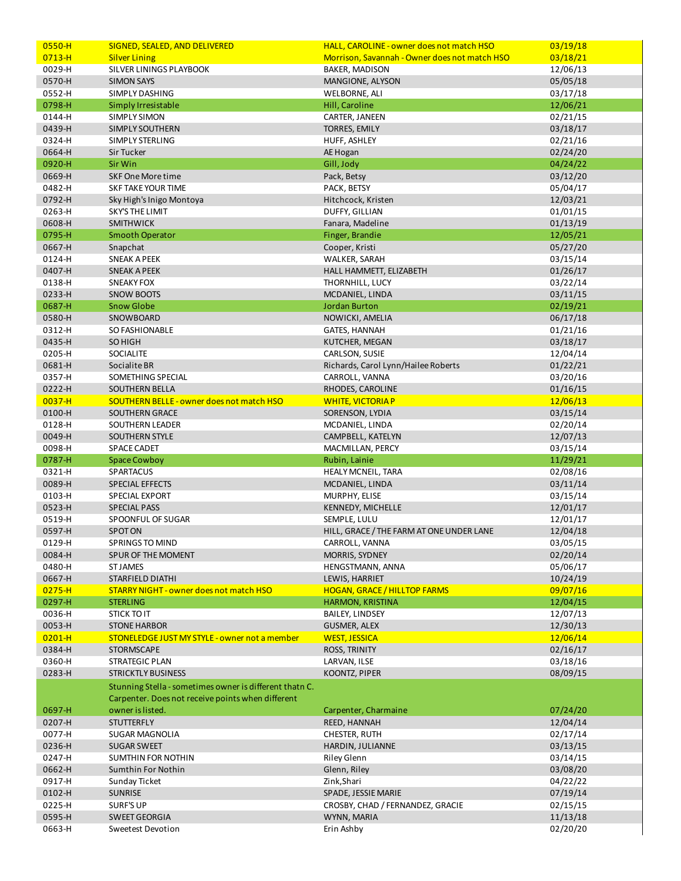| | | | |
|---|---|---|---|
| 0550-H | SIGNED, SEALED, AND DELIVERED | HALL, CAROLINE - owner does not match HSO | 03/19/18 |
| 0713-H | Silver Lining | Morrison, Savannah - Owner does not match HSO | 03/18/21 |
| 0029-H | SILVER LININGS PLAYBOOK | BAKER, MADISON | 12/06/13 |
| 0570-H | SIMON SAYS | MANGIONE, ALYSON | 05/05/18 |
| 0552-H | SIMPLY DASHING | WELBORNE, ALI | 03/17/18 |
| 0798-H | Simply Irresistable | Hill, Caroline | 12/06/21 |
| 0144-H | SIMPLY SIMON | CARTER, JANEEN | 02/21/15 |
| 0439-H | SIMPLY SOUTHERN | TORRES, EMILY | 03/18/17 |
| 0324-H | SIMPLY STERLING | HUFF, ASHLEY | 02/21/16 |
| 0664-H | Sir Tucker | AE Hogan | 02/24/20 |
| 0920-H | Sir Win | Gill, Jody | 04/24/22 |
| 0669-H | SKF One More time | Pack, Betsy | 03/12/20 |
| 0482-H | SKF TAKE YOUR TIME | PACK, BETSY | 05/04/17 |
| 0792-H | Sky High's Inigo Montoya | Hitchcock, Kristen | 12/03/21 |
| 0263-H | SKY'S THE LIMIT | DUFFY, GILLIAN | 01/01/15 |
| 0608-H | SMITHWICK | Fanara, Madeline | 01/13/19 |
| 0795-H | Smooth Operator | Finger, Brandie | 12/05/21 |
| 0667-H | Snapchat | Cooper, Kristi | 05/27/20 |
| 0124-H | SNEAK A PEEK | WALKER, SARAH | 03/15/14 |
| 0407-H | SNEAK A PEEK | HALL HAMMETT, ELIZABETH | 01/26/17 |
| 0138-H | SNEAKY FOX | THORNHILL, LUCY | 03/22/14 |
| 0233-H | SNOW BOOTS | MCDANIEL, LINDA | 03/11/15 |
| 0687-H | Snow Globe | Jordan Burton | 02/19/21 |
| 0580-H | SNOWBOARD | NOWICKI, AMELIA | 06/17/18 |
| 0312-H | SO FASHIONABLE | GATES, HANNAH | 01/21/16 |
| 0435-H | SO HIGH | KUTCHER, MEGAN | 03/18/17 |
| 0205-H | SOCIALITE | CARLSON, SUSIE | 12/04/14 |
| 0681-H | Socialite BR | Richards, Carol Lynn/Hailee Roberts | 01/22/21 |
| 0357-H | SOMETHING SPECIAL | CARROLL, VANNA | 03/20/16 |
| 0222-H | SOUTHERN BELLA | RHODES, CAROLINE | 01/16/15 |
| 0037-H | SOUTHERN BELLE - owner does not match HSO | WHITE, VICTORIA P | 12/06/13 |
| 0100-H | SOUTHERN GRACE | SORENSON, LYDIA | 03/15/14 |
| 0128-H | SOUTHERN LEADER | MCDANIEL, LINDA | 02/20/14 |
| 0049-H | SOUTHERN STYLE | CAMPBELL, KATELYN | 12/07/13 |
| 0098-H | SPACE CADET | MACMILLAN, PERCY | 03/15/14 |
| 0787-H | Space Cowboy | Rubin, Lainie | 11/29/21 |
| 0321-H | SPARTACUS | HEALY MCNEIL, TARA | 02/08/16 |
| 0089-H | SPECIAL EFFECTS | MCDANIEL, LINDA | 03/11/14 |
| 0103-H | SPECIAL EXPORT | MURPHY, ELISE | 03/15/14 |
| 0523-H | SPECIAL PASS | KENNEDY, MICHELLE | 12/01/17 |
| 0519-H | SPOONFUL OF SUGAR | SEMPLE, LULU | 12/01/17 |
| 0597-H | SPOT ON | HILL, GRACE / THE FARM AT ONE UNDER LANE | 12/04/18 |
| 0129-H | SPRINGS TO MIND | CARROLL, VANNA | 03/05/15 |
| 0084-H | SPUR OF THE MOMENT | MORRIS, SYDNEY | 02/20/14 |
| 0480-H | ST JAMES | HENGSTMANN, ANNA | 05/06/17 |
| 0667-H | STARFIELD DIATHI | LEWIS, HARRIET | 10/24/19 |
| 0275-H | STARRY NIGHT - owner does not match HSO | HOGAN, GRACE / HILLTOP FARMS | 09/07/16 |
| 0297-H | STERLING | HARMON, KRISTINA | 12/04/15 |
| 0036-H | STICK TO IT | BAILEY, LINDSEY | 12/07/13 |
| 0053-H | STONE HARBOR | GUSMER, ALEX | 12/30/13 |
| 0201-H | STONELEDGE JUST MY STYLE - owner not a member | WEST, JESSICA | 12/06/14 |
| 0384-H | STORMSCAPE | ROSS, TRINITY | 02/16/17 |
| 0360-H | STRATEGIC PLAN | LARVAN, ILSE | 03/18/16 |
| 0283-H | STRICKTLY BUSINESS | KOONTZ, PIPER | 08/09/15 |
| 0697-H | Stunning Stella - sometimes owner is different thatn C. Carpenter. Does not receive points when different owner is listed. | Carpenter, Charmaine | 07/24/20 |
| 0207-H | STUTTERFLY | REED, HANNAH | 12/04/14 |
| 0077-H | SUGAR MAGNOLIA | CHESTER, RUTH | 02/17/14 |
| 0236-H | SUGAR SWEET | HARDIN, JULIANNE | 03/13/15 |
| 0247-H | SUMTHIN FOR NOTHIN | Riley Glenn | 03/14/15 |
| 0662-H | Sumthin For Nothin | Glenn, Riley | 03/08/20 |
| 0917-H | Sunday Ticket | Zink,Shari | 04/22/22 |
| 0102-H | SUNRISE | SPADE, JESSIE MARIE | 07/19/14 |
| 0225-H | SURF'S UP | CROSBY, CHAD / FERNANDEZ, GRACIE | 02/15/15 |
| 0595-H | SWEET GEORGIA | WYNN, MARIA | 11/13/18 |
| 0663-H | Sweetest Devotion | Erin Ashby | 02/20/20 |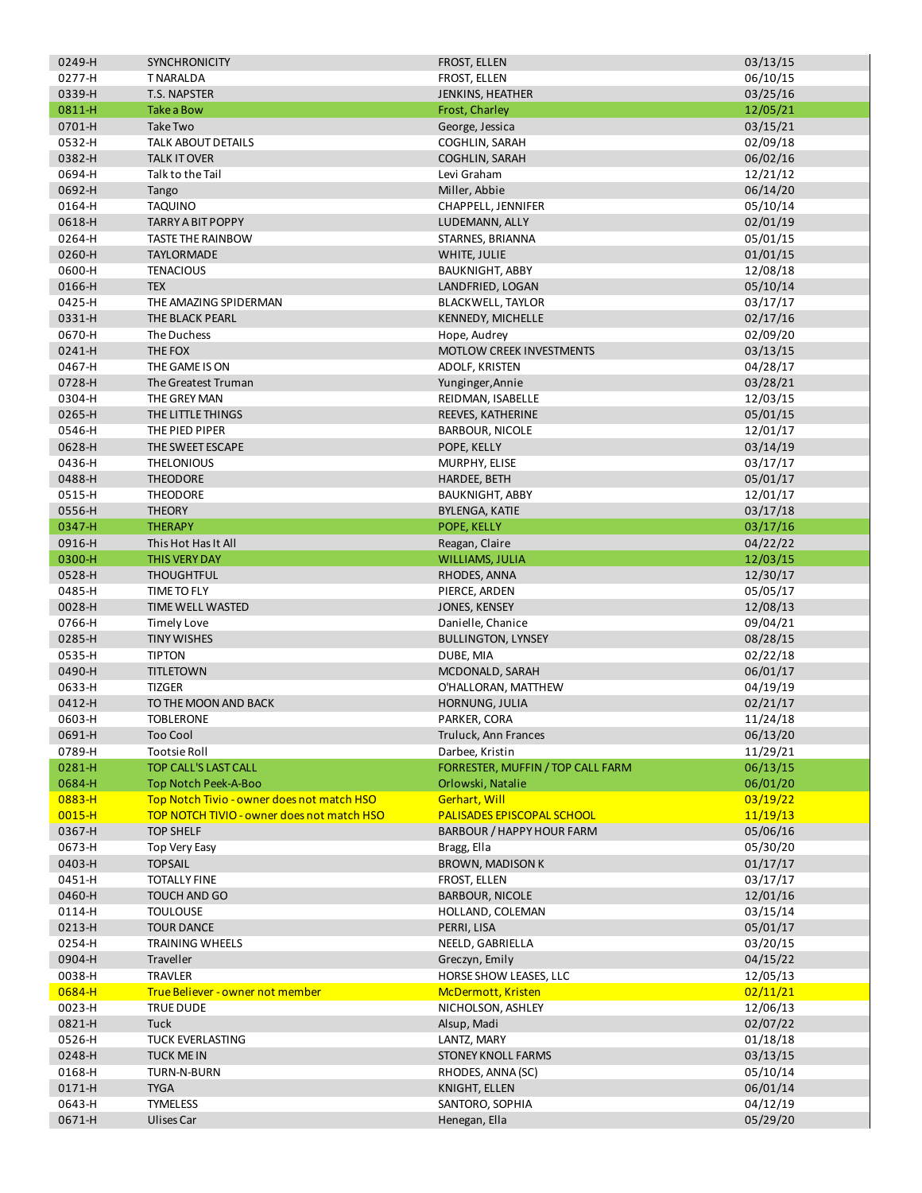| | | | |
|---|---|---|---|
| 0249-H | SYNCHRONICITY | FROST, ELLEN | 03/13/15 |
| 0277-H | T NARALDA | FROST, ELLEN | 06/10/15 |
| 0339-H | T.S. NAPSTER | JENKINS, HEATHER | 03/25/16 |
| 0811-H | Take a Bow | Frost, Charley | 12/05/21 |
| 0701-H | Take Two | George, Jessica | 03/15/21 |
| 0532-H | TALK ABOUT DETAILS | COGHLIN, SARAH | 02/09/18 |
| 0382-H | TALK IT OVER | COGHLIN, SARAH | 06/02/16 |
| 0694-H | Talk to the Tail | Levi Graham | 12/21/12 |
| 0692-H | Tango | Miller, Abbie | 06/14/20 |
| 0164-H | TAQUINO | CHAPPELL, JENNIFER | 05/10/14 |
| 0618-H | TARRY A BIT POPPY | LUDEMANN, ALLY | 02/01/19 |
| 0264-H | TASTE THE RAINBOW | STARNES, BRIANNA | 05/01/15 |
| 0260-H | TAYLORMADE | WHITE, JULIE | 01/01/15 |
| 0600-H | TENACIOUS | BAUKNIGHT, ABBY | 12/08/18 |
| 0166-H | TEX | LANDFRIED, LOGAN | 05/10/14 |
| 0425-H | THE AMAZING SPIDERMAN | BLACKWELL, TAYLOR | 03/17/17 |
| 0331-H | THE BLACK PEARL | KENNEDY, MICHELLE | 02/17/16 |
| 0670-H | The Duchess | Hope, Audrey | 02/09/20 |
| 0241-H | THE FOX | MOTLOW CREEK INVESTMENTS | 03/13/15 |
| 0467-H | THE GAME IS ON | ADOLF, KRISTEN | 04/28/17 |
| 0728-H | The Greatest Truman | Yunginger,Annie | 03/28/21 |
| 0304-H | THE GREY MAN | REIDMAN, ISABELLE | 12/03/15 |
| 0265-H | THE LITTLE THINGS | REEVES, KATHERINE | 05/01/15 |
| 0546-H | THE PIED PIPER | BARBOUR, NICOLE | 12/01/17 |
| 0628-H | THE SWEET ESCAPE | POPE, KELLY | 03/14/19 |
| 0436-H | THELONIOUS | MURPHY, ELISE | 03/17/17 |
| 0488-H | THEODORE | HARDEE, BETH | 05/01/17 |
| 0515-H | THEODORE | BAUKNIGHT, ABBY | 12/01/17 |
| 0556-H | THEORY | BYLENGA, KATIE | 03/17/18 |
| 0347-H | THERAPY | POPE, KELLY | 03/17/16 |
| 0916-H | This Hot Has It All | Reagan, Claire | 04/22/22 |
| 0300-H | THIS VERY DAY | WILLIAMS, JULIA | 12/03/15 |
| 0528-H | THOUGHTFUL | RHODES, ANNA | 12/30/17 |
| 0485-H | TIME TO FLY | PIERCE, ARDEN | 05/05/17 |
| 0028-H | TIME WELL WASTED | JONES, KENSEY | 12/08/13 |
| 0766-H | Timely Love | Danielle, Chanice | 09/04/21 |
| 0285-H | TINY WISHES | BULLINGTON, LYNSEY | 08/28/15 |
| 0535-H | TIPTON | DUBE, MIA | 02/22/18 |
| 0490-H | TITLETOWN | MCDONALD, SARAH | 06/01/17 |
| 0633-H | TIZGER | O'HALLORAN, MATTHEW | 04/19/19 |
| 0412-H | TO THE MOON AND BACK | HORNUNG, JULIA | 02/21/17 |
| 0603-H | TOBLERONE | PARKER, CORA | 11/24/18 |
| 0691-H | Too Cool | Truluck, Ann Frances | 06/13/20 |
| 0789-H | Tootsie Roll | Darbee, Kristin | 11/29/21 |
| 0281-H | TOP CALL'S LAST CALL | FORRESTER, MUFFIN / TOP CALL FARM | 06/13/15 |
| 0684-H | Top Notch Peek-A-Boo | Orlowski, Natalie | 06/01/20 |
| 0883-H | Top Notch Tivio - owner does not match HSO | Gerhart, Will | 03/19/22 |
| 0015-H | TOP NOTCH TIVIO - owner does not match HSO | PALISADES EPISCOPAL SCHOOL | 11/19/13 |
| 0367-H | TOP SHELF | BARBOUR / HAPPY HOUR FARM | 05/06/16 |
| 0673-H | Top Very Easy | Bragg, Ella | 05/30/20 |
| 0403-H | TOPSAIL | BROWN, MADISON K | 01/17/17 |
| 0451-H | TOTALLY FINE | FROST, ELLEN | 03/17/17 |
| 0460-H | TOUCH AND GO | BARBOUR, NICOLE | 12/01/16 |
| 0114-H | TOULOUSE | HOLLAND, COLEMAN | 03/15/14 |
| 0213-H | TOUR DANCE | PERRI, LISA | 05/01/17 |
| 0254-H | TRAINING WHEELS | NEELD, GABRIELLA | 03/20/15 |
| 0904-H | Traveller | Greczyn, Emily | 04/15/22 |
| 0038-H | TRAVLER | HORSE SHOW LEASES, LLC | 12/05/13 |
| 0684-H | True Believer - owner not member | McDermott, Kristen | 02/11/21 |
| 0023-H | TRUE DUDE | NICHOLSON, ASHLEY | 12/06/13 |
| 0821-H | Tuck | Alsup, Madi | 02/07/22 |
| 0526-H | TUCK EVERLASTING | LANTZ, MARY | 01/18/18 |
| 0248-H | TUCK ME IN | STONEY KNOLL FARMS | 03/13/15 |
| 0168-H | TURN-N-BURN | RHODES, ANNA (SC) | 05/10/14 |
| 0171-H | TYGA | KNIGHT, ELLEN | 06/01/14 |
| 0643-H | TYMELESS | SANTORO, SOPHIA | 04/12/19 |
| 0671-H | Ulises Car | Henegan, Ella | 05/29/20 |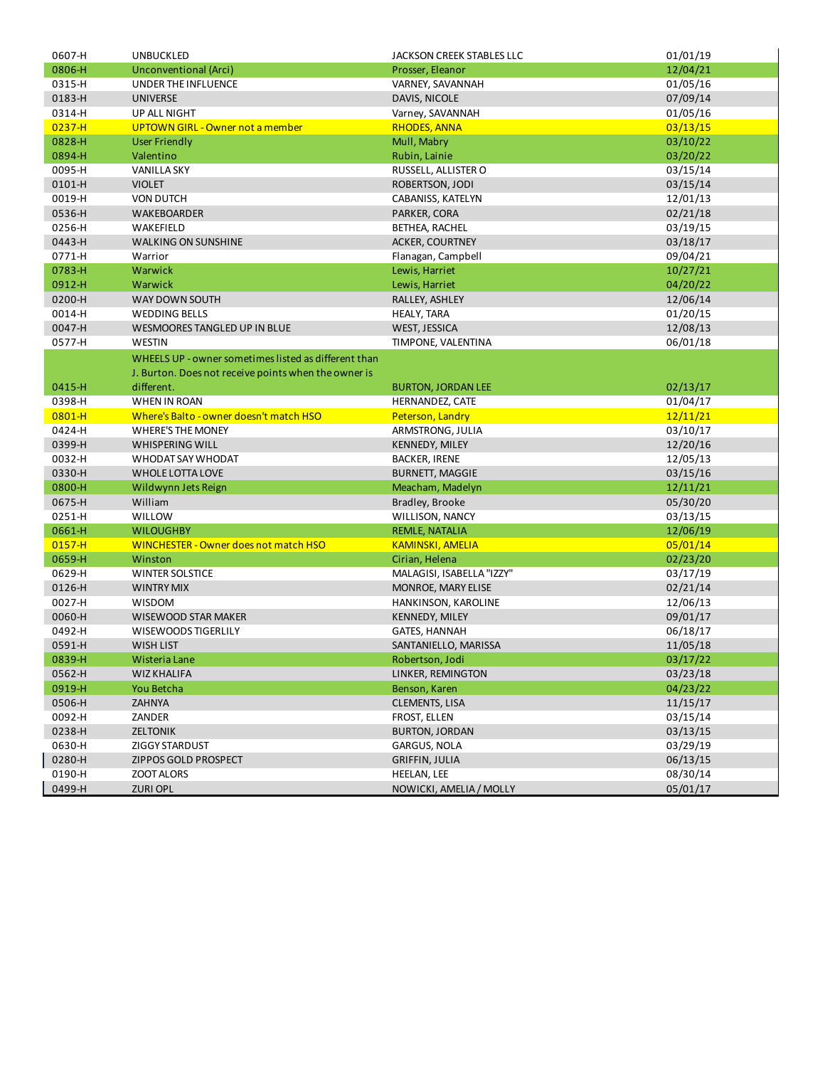| | | | |
|---|---|---|---|
| 0607-H | UNBUCKLED | JACKSON CREEK STABLES LLC | 01/01/19 |
| 0806-H | Unconventional (Arci) | Prosser, Eleanor | 12/04/21 |
| 0315-H | UNDER THE INFLUENCE | VARNEY, SAVANNAH | 01/05/16 |
| 0183-H | UNIVERSE | DAVIS, NICOLE | 07/09/14 |
| 0314-H | UP ALL NIGHT | Varney, SAVANNAH | 01/05/16 |
| 0237-H | UPTOWN GIRL - Owner not a member | RHODES, ANNA | 03/13/15 |
| 0828-H | User Friendly | Mull, Mabry | 03/10/22 |
| 0894-H | Valentino | Rubin, Lainie | 03/20/22 |
| 0095-H | VANILLA SKY | RUSSELL, ALLISTER O | 03/15/14 |
| 0101-H | VIOLET | ROBERTSON, JODI | 03/15/14 |
| 0019-H | VON DUTCH | CABANISS, KATELYN | 12/01/13 |
| 0536-H | WAKEBOARDER | PARKER, CORA | 02/21/18 |
| 0256-H | WAKEFIELD | BETHEA, RACHEL | 03/19/15 |
| 0443-H | WALKING ON SUNSHINE | ACKER, COURTNEY | 03/18/17 |
| 0771-H | Warrior | Flanagan, Campbell | 09/04/21 |
| 0783-H | Warwick | Lewis, Harriet | 10/27/21 |
| 0912-H | Warwick | Lewis, Harriet | 04/20/22 |
| 0200-H | WAY DOWN SOUTH | RALLEY, ASHLEY | 12/06/14 |
| 0014-H | WEDDING BELLS | HEALY, TARA | 01/20/15 |
| 0047-H | WESMOORES TANGLED UP IN BLUE | WEST, JESSICA | 12/08/13 |
| 0577-H | WESTIN | TIMPONE, VALENTINA | 06/01/18 |
| 0415-H | WHEELS UP - owner sometimes listed as different than J. Burton. Does not receive points when the owner is different. | BURTON, JORDAN LEE | 02/13/17 |
| 0398-H | WHEN IN ROAN | HERNANDEZ, CATE | 01/04/17 |
| 0801-H | Where's Balto - owner doesn't match HSO | Peterson, Landry | 12/11/21 |
| 0424-H | WHERE'S THE MONEY | ARMSTRONG, JULIA | 03/10/17 |
| 0399-H | WHISPERING WILL | KENNEDY, MILEY | 12/20/16 |
| 0032-H | WHODAT SAY WHODAT | BACKER, IRENE | 12/05/13 |
| 0330-H | WHOLE LOTTA LOVE | BURNETT, MAGGIE | 03/15/16 |
| 0800-H | Wildwynn Jets Reign | Meacham, Madelyn | 12/11/21 |
| 0675-H | William | Bradley, Brooke | 05/30/20 |
| 0251-H | WILLOW | WILLISON, NANCY | 03/13/15 |
| 0661-H | WILOUGHBY | REMLE, NATALIA | 12/06/19 |
| 0157-H | WINCHESTER - Owner does not match HSO | KAMINSKI, AMELIA | 05/01/14 |
| 0659-H | Winston | Cirian, Helena | 02/23/20 |
| 0629-H | WINTER SOLSTICE | MALAGISI, ISABELLA "IZZY" | 03/17/19 |
| 0126-H | WINTRY MIX | MONROE, MARY ELISE | 02/21/14 |
| 0027-H | WISDOM | HANKINSON, KAROLINE | 12/06/13 |
| 0060-H | WISEWOOD STAR MAKER | KENNEDY, MILEY | 09/01/17 |
| 0492-H | WISEWOODS TIGERLILY | GATES, HANNAH | 06/18/17 |
| 0591-H | WISH LIST | SANTANIELLO, MARISSA | 11/05/18 |
| 0839-H | Wisteria Lane | Robertson, Jodi | 03/17/22 |
| 0562-H | WIZ KHALIFA | LINKER, REMINGTON | 03/23/18 |
| 0919-H | You Betcha | Benson, Karen | 04/23/22 |
| 0506-H | ZAHNYA | CLEMENTS, LISA | 11/15/17 |
| 0092-H | ZANDER | FROST, ELLEN | 03/15/14 |
| 0238-H | ZELTONIK | BURTON, JORDAN | 03/13/15 |
| 0630-H | ZIGGY STARDUST | GARGUS, NOLA | 03/29/19 |
| 0280-H | ZIPPOS GOLD PROSPECT | GRIFFIN, JULIA | 06/13/15 |
| 0190-H | ZOOT ALORS | HEELAN, LEE | 08/30/14 |
| 0499-H | ZURI OPL | NOWICKI, AMELIA / MOLLY | 05/01/17 |